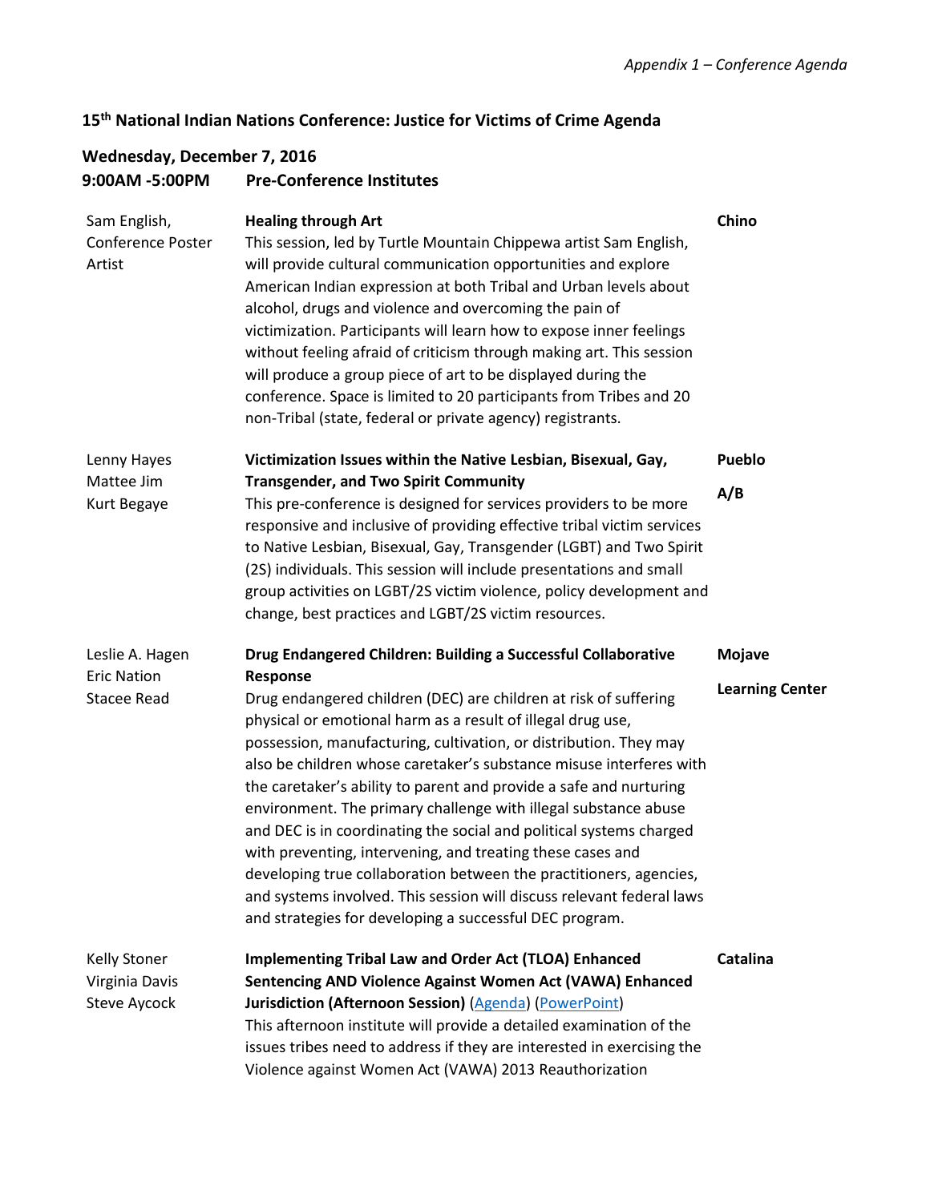*Appendix 1 – Conference Agenda*

## 15th National Indian Nations Conference: Justice for Victims of Crime Agenda

### Wednesday, December 7, 2016

### 9:00AM -5:00PM Pre-Conference Institutes

| Presenters | Session | Room |
|---|---|---|
| Sam English, Conference Poster Artist | **Healing through Art** This session, led by Turtle Mountain Chippewa artist Sam English, will provide cultural communication opportunities and explore American Indian expression at both Tribal and Urban levels about alcohol, drugs and violence and overcoming the pain of victimization. Participants will learn how to expose inner feelings without feeling afraid of criticism through making art. This session will produce a group piece of art to be displayed during the conference. Space is limited to 20 participants from Tribes and 20 non-Tribal (state, federal or private agency) registrants. | **Chino** |
| Lenny Hayes, Mattee Jim, Kurt Begaye | **Victimization Issues within the Native Lesbian, Bisexual, Gay, Transgender, and Two Spirit Community** This pre-conference is designed for services providers to be more responsive and inclusive of providing effective tribal victim services to Native Lesbian, Bisexual, Gay, Transgender (LGBT) and Two Spirit (2S) individuals. This session will include presentations and small group activities on LGBT/2S victim violence, policy development and change, best practices and LGBT/2S victim resources. | **Pueblo A/B** |
| Leslie A. Hagen, Eric Nation, Stacee Read | **Drug Endangered Children: Building a Successful Collaborative Response** Drug endangered children (DEC) are children at risk of suffering physical or emotional harm as a result of illegal drug use, possession, manufacturing, cultivation, or distribution. They may also be children whose caretaker's substance misuse interferes with the caretaker's ability to parent and provide a safe and nurturing environment. The primary challenge with illegal substance abuse and DEC is in coordinating the social and political systems charged with preventing, intervening, and treating these cases and developing true collaboration between the practitioners, agencies, and systems involved. This session will discuss relevant federal laws and strategies for developing a successful DEC program. | **Mojave Learning Center** |
| Kelly Stoner, Virginia Davis, Steve Aycock | **Implementing Tribal Law and Order Act (TLOA) Enhanced Sentencing AND Violence Against Women Act (VAWA) Enhanced Jurisdiction (Afternoon Session)** (Agenda) (PowerPoint) This afternoon institute will provide a detailed examination of the issues tribes need to address if they are interested in exercising the Violence against Women Act (VAWA) 2013 Reauthorization | **Catalina** |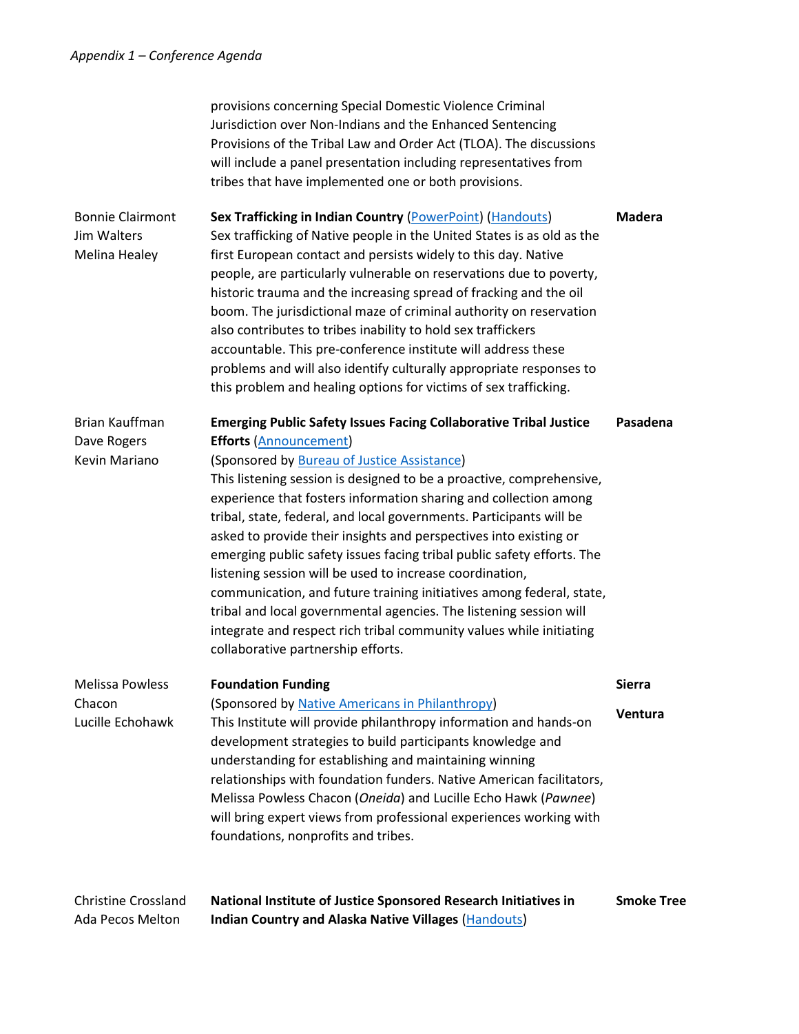provisions concerning Special Domestic Violence Criminal Jurisdiction over Non-Indians and the Enhanced Sentencing Provisions of the Tribal Law and Order Act (TLOA). The discussions will include a panel presentation including representatives from tribes that have implemented one or both provisions.

| Presenters | Session | Room |
|---|---|---|
| Bonnie Clairmont<br>Jim Walters<br>Melina Healey | **Sex Trafficking in Indian Country** (PowerPoint) (Handouts)<br>Sex trafficking of Native people in the United States is as old as the first European contact and persists widely to this day. Native people, are particularly vulnerable on reservations due to poverty, historic trauma and the increasing spread of fracking and the oil boom. The jurisdictional maze of criminal authority on reservation also contributes to tribes inability to hold sex traffickers accountable. This pre-conference institute will address these problems and will also identify culturally appropriate responses to this problem and healing options for victims of sex trafficking. | **Madera** |
| Brian Kauffman<br>Dave Rogers<br>Kevin Mariano | **Emerging Public Safety Issues Facing Collaborative Tribal Justice Efforts** (Announcement)<br>(Sponsored by Bureau of Justice Assistance)<br>This listening session is designed to be a proactive, comprehensive, experience that fosters information sharing and collection among tribal, state, federal, and local governments. Participants will be asked to provide their insights and perspectives into existing or emerging public safety issues facing tribal public safety efforts. The listening session will be used to increase coordination, communication, and future training initiatives among federal, state, tribal and local governmental agencies. The listening session will integrate and respect rich tribal community values while initiating collaborative partnership efforts. | **Pasadena** |
| Melissa Powless Chacon<br>Lucille Echohawk | **Foundation Funding**<br>(Sponsored by Native Americans in Philanthropy)<br>This Institute will provide philanthropy information and hands-on development strategies to build participants knowledge and understanding for establishing and maintaining winning relationships with foundation funders. Native American facilitators, Melissa Powless Chacon (*Oneida*) and Lucille Echo Hawk (*Pawnee*) will bring expert views from professional experiences working with foundations, nonprofits and tribes. | **Sierra**<br>**Ventura** |
| Christine Crossland<br>Ada Pecos Melton | **National Institute of Justice Sponsored Research Initiatives in Indian Country and Alaska Native Villages** (Handouts) | **Smoke Tree** |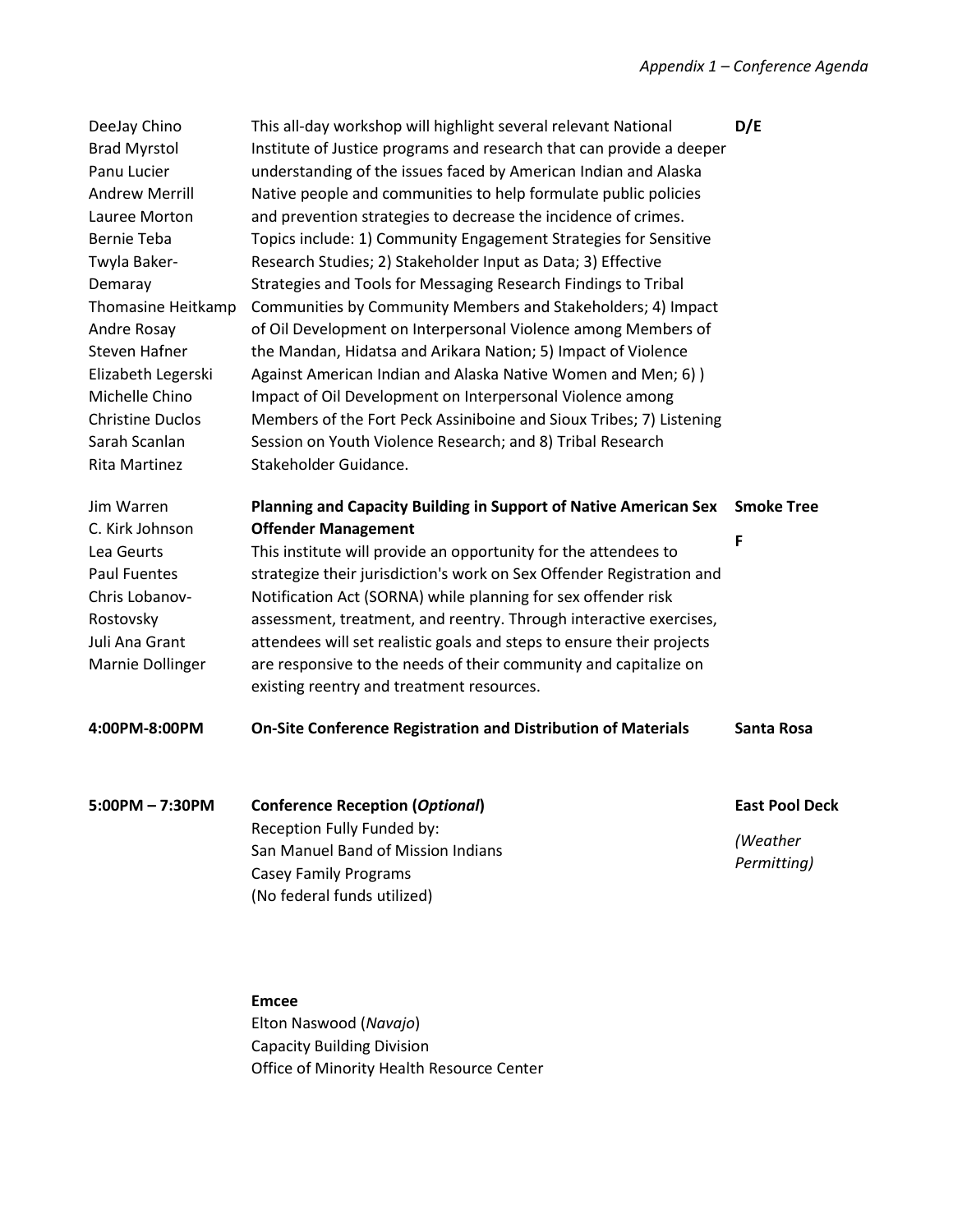| | | |
|---|---|---|
| DeeJay Chino<br>Brad Myrstol<br>Panu Lucier<br>Andrew Merrill<br>Lauree Morton<br>Bernie Teba<br>Twyla Baker-Demaray<br>Thomasine Heitkamp<br>Andre Rosay<br>Steven Hafner<br>Elizabeth Legerski<br>Michelle Chino<br>Christine Duclos<br>Sarah Scanlan<br>Rita Martinez | This all-day workshop will highlight several relevant National Institute of Justice programs and research that can provide a deeper understanding of the issues faced by American Indian and Alaska Native people and communities to help formulate public policies and prevention strategies to decrease the incidence of crimes. Topics include: 1) Community Engagement Strategies for Sensitive Research Studies; 2) Stakeholder Input as Data; 3) Effective Strategies and Tools for Messaging Research Findings to Tribal Communities by Community Members and Stakeholders; 4) Impact of Oil Development on Interpersonal Violence among Members of the Mandan, Hidatsa and Arikara Nation; 5) Impact of Violence Against American Indian and Alaska Native Women and Men; 6) ) Impact of Oil Development on Interpersonal Violence among Members of the Fort Peck Assiniboine and Sioux Tribes; 7) Listening Session on Youth Violence Research; and 8) Tribal Research Stakeholder Guidance. | **D/E** |
| Jim Warren<br>C. Kirk Johnson<br>Lea Geurts<br>Paul Fuentes<br>Chris Lobanov-Rostovsky<br>Juli Ana Grant<br>Marnie Dollinger | **Planning and Capacity Building in Support of Native American Sex Offender Management**<br>This institute will provide an opportunity for the attendees to strategize their jurisdiction's work on Sex Offender Registration and Notification Act (SORNA) while planning for sex offender risk assessment, treatment, and reentry. Through interactive exercises, attendees will set realistic goals and steps to ensure their projects are responsive to the needs of their community and capitalize on existing reentry and treatment resources. | **Smoke Tree**<br><br>**F** |
| **4:00PM-8:00PM** | **On-Site Conference Registration and Distribution of Materials** | **Santa Rosa** |
| **5:00PM – 7:30PM** | **Conference Reception (*Optional*)**<br>Reception Fully Funded by:<br>San Manuel Band of Mission Indians<br>Casey Family Programs<br>(No federal funds utilized) | **East Pool Deck**<br><br>*(Weather Permitting)* |

**Emcee**
Elton Naswood (*Navajo*)
Capacity Building Division
Office of Minority Health Resource Center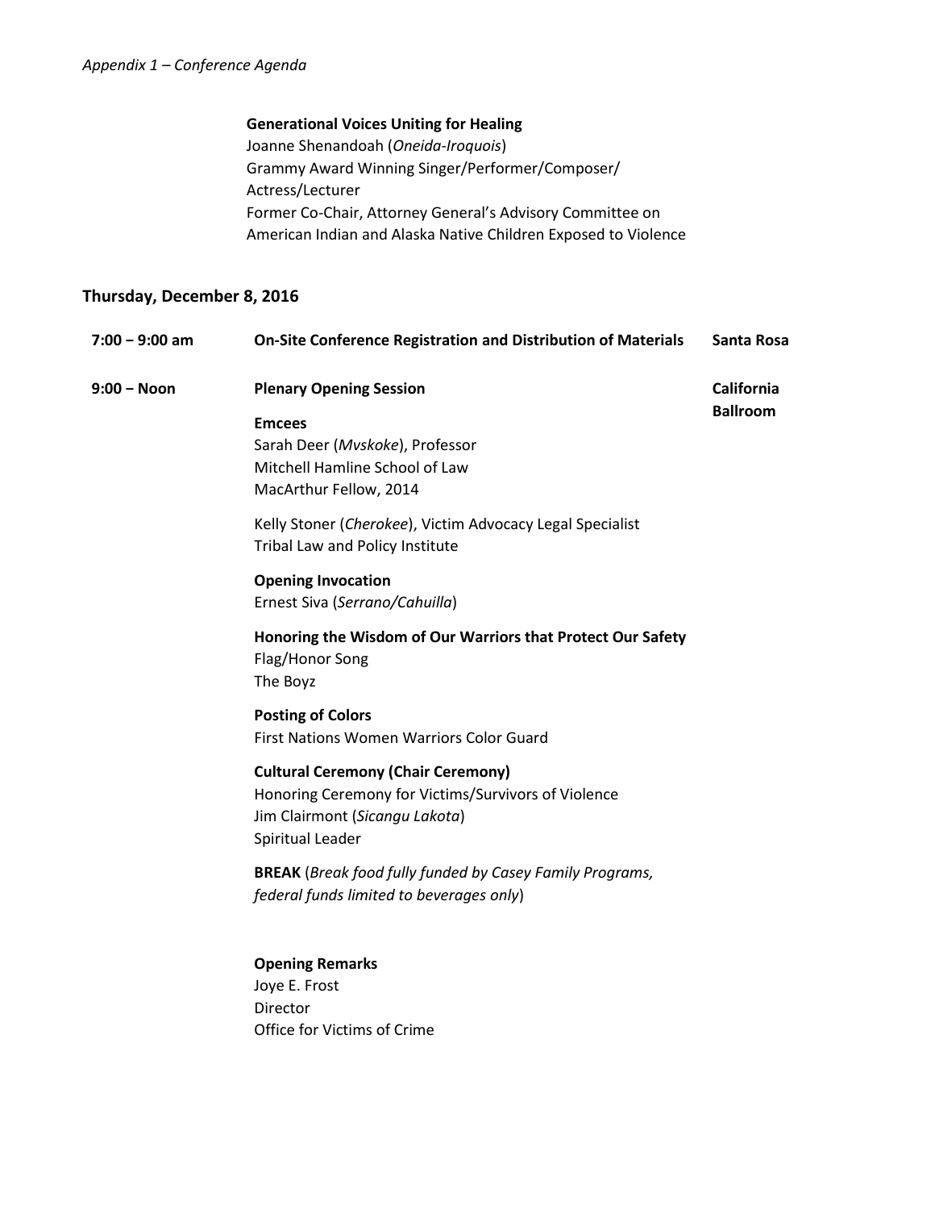**Generational Voices Uniting for Healing**
Joanne Shenandoah (*Oneida-Iroquois*)
Grammy Award Winning Singer/Performer/Composer/Actress/Lecturer
Former Co-Chair, Attorney General's Advisory Committee on American Indian and Alaska Native Children Exposed to Violence

## Thursday, December 8, 2016

| Time | Session | Location |
|---|---|---|
| **7:00 – 9:00 am** | **On-Site Conference Registration and Distribution of Materials** | **Santa Rosa** |
| **9:00 – Noon** | **Plenary Opening Session** | **California Ballroom** |

**Emcees**
Sarah Deer (*Mvskoke*), Professor
Mitchell Hamline School of Law
MacArthur Fellow, 2014

Kelly Stoner (*Cherokee*), Victim Advocacy Legal Specialist
Tribal Law and Policy Institute

**Opening Invocation**
Ernest Siva (*Serrano/Cahuilla*)

**Honoring the Wisdom of Our Warriors that Protect Our Safety**
Flag/Honor Song
The Boyz

**Posting of Colors**
First Nations Women Warriors Color Guard

**Cultural Ceremony (Chair Ceremony)**
Honoring Ceremony for Victims/Survivors of Violence
Jim Clairmont (*Sicangu Lakota*)
Spiritual Leader

**BREAK** (*Break food fully funded by Casey Family Programs, federal funds limited to beverages only*)

**Opening Remarks**
Joye E. Frost
Director
Office for Victims of Crime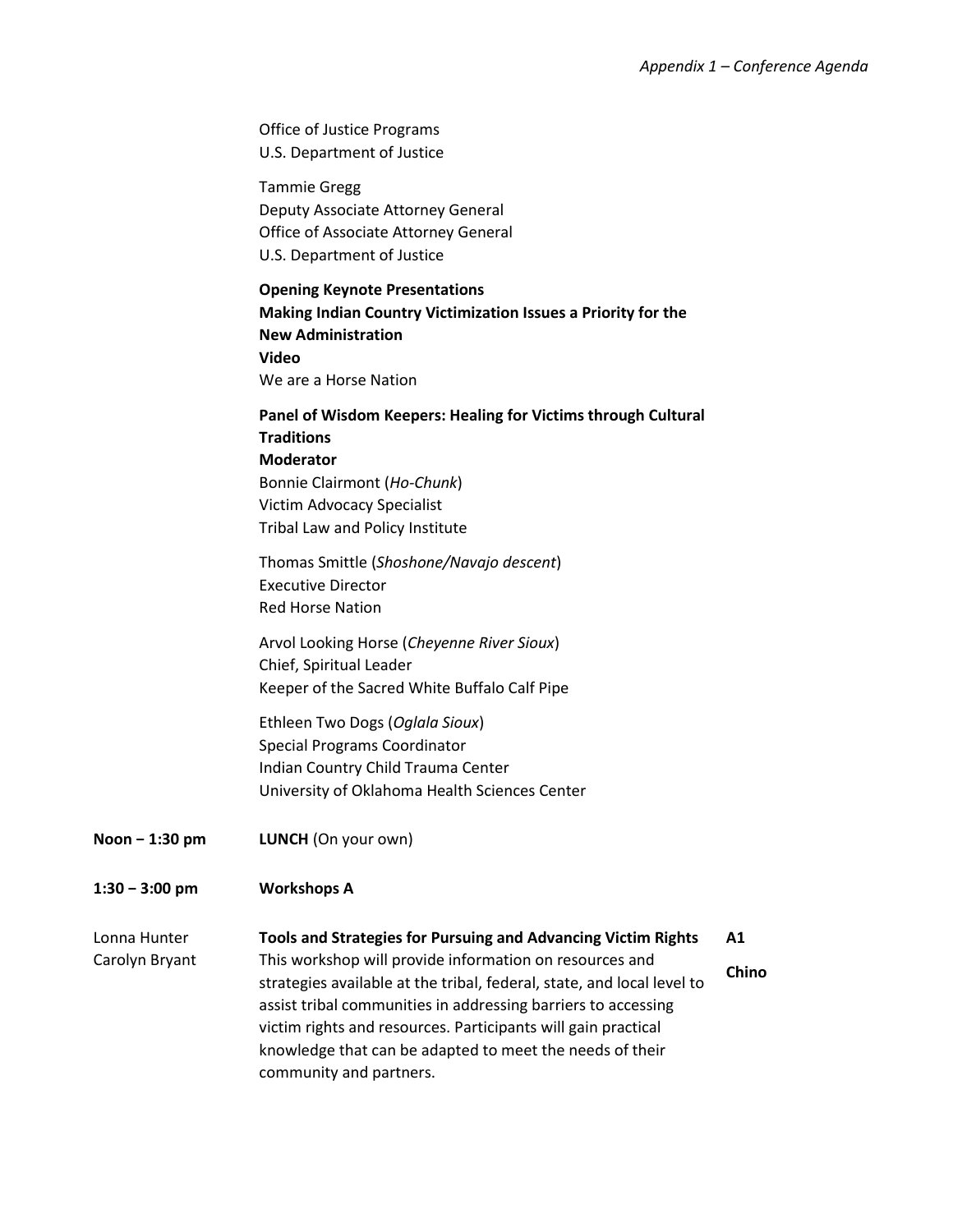Office of Justice Programs
U.S. Department of Justice

Tammie Gregg
Deputy Associate Attorney General
Office of Associate Attorney General
U.S. Department of Justice

**Opening Keynote Presentations**
**Making Indian Country Victimization Issues a Priority for the New Administration**
**Video**
We are a Horse Nation

**Panel of Wisdom Keepers: Healing for Victims through Cultural Traditions**
**Moderator**
Bonnie Clairmont (*Ho-Chunk*)
Victim Advocacy Specialist
Tribal Law and Policy Institute

Thomas Smittle (*Shoshone/Navajo descent*)
Executive Director
Red Horse Nation

Arvol Looking Horse (*Cheyenne River Sioux*)
Chief, Spiritual Leader
Keeper of the Sacred White Buffalo Calf Pipe

Ethleen Two Dogs (*Oglala Sioux*)
Special Programs Coordinator
Indian Country Child Trauma Center
University of Oklahoma Health Sciences Center

**Noon – 1:30 pm** **LUNCH** (On your own)

**1:30 – 3:00 pm** **Workshops A**

Lonna Hunter
Carolyn Bryant

**Tools and Strategies for Pursuing and Advancing Victim Rights** **A1** **Chino**

This workshop will provide information on resources and strategies available at the tribal, federal, state, and local level to assist tribal communities in addressing barriers to accessing victim rights and resources. Participants will gain practical knowledge that can be adapted to meet the needs of their community and partners.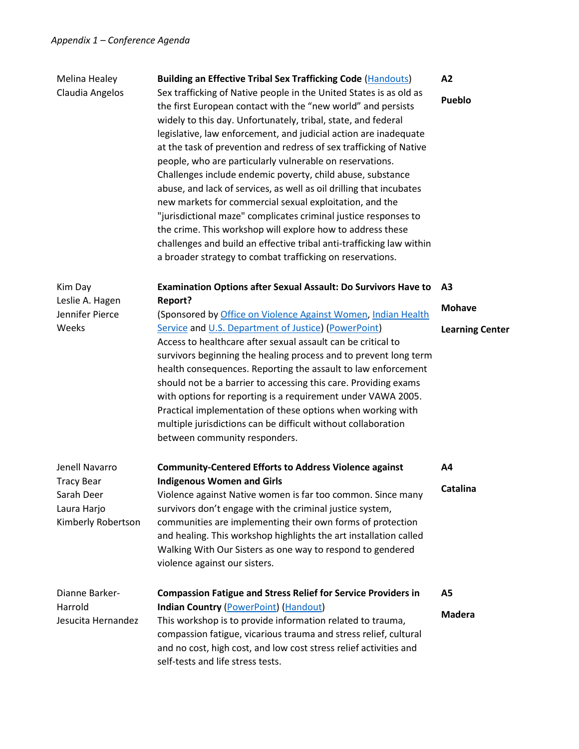*Appendix 1 – Conference Agenda*

| Presenters | Session | Room |
|---|---|---|
| Melina Healey<br>Claudia Angelos | **Building an Effective Tribal Sex Trafficking Code** (Handouts)<br>Sex trafficking of Native people in the United States is as old as the first European contact with the "new world" and persists widely to this day. Unfortunately, tribal, state, and federal legislative, law enforcement, and judicial action are inadequate at the task of prevention and redress of sex trafficking of Native people, who are particularly vulnerable on reservations. Challenges include endemic poverty, child abuse, substance abuse, and lack of services, as well as oil drilling that incubates new markets for commercial sexual exploitation, and the "jurisdictional maze" complicates criminal justice responses to the crime. This workshop will explore how to address these challenges and build an effective tribal anti-trafficking law within a broader strategy to combat trafficking on reservations. | **A2**<br>**Pueblo** |
| Kim Day<br>Leslie A. Hagen<br>Jennifer Pierce Weeks | **Examination Options after Sexual Assault: Do Survivors Have to Report?**<br>(Sponsored by Office on Violence Against Women, Indian Health Service and U.S. Department of Justice) (PowerPoint)<br>Access to healthcare after sexual assault can be critical to survivors beginning the healing process and to prevent long term health consequences. Reporting the assault to law enforcement should not be a barrier to accessing this care. Providing exams with options for reporting is a requirement under VAWA 2005. Practical implementation of these options when working with multiple jurisdictions can be difficult without collaboration between community responders. | **A3**<br>**Mohave**<br>**Learning Center** |
| Jenell Navarro<br>Tracy Bear<br>Sarah Deer<br>Laura Harjo<br>Kimberly Robertson | **Community-Centered Efforts to Address Violence against Indigenous Women and Girls**<br>Violence against Native women is far too common. Since many survivors don't engage with the criminal justice system, communities are implementing their own forms of protection and healing. This workshop highlights the art installation called Walking With Our Sisters as one way to respond to gendered violence against our sisters. | **A4**<br>**Catalina** |
| Dianne Barker-Harrold<br>Jesucita Hernandez | **Compassion Fatigue and Stress Relief for Service Providers in Indian Country** (PowerPoint) (Handout)<br>This workshop is to provide information related to trauma, compassion fatigue, vicarious trauma and stress relief, cultural and no cost, high cost, and low cost stress relief activities and self-tests and life stress tests. | **A5**<br>**Madera** |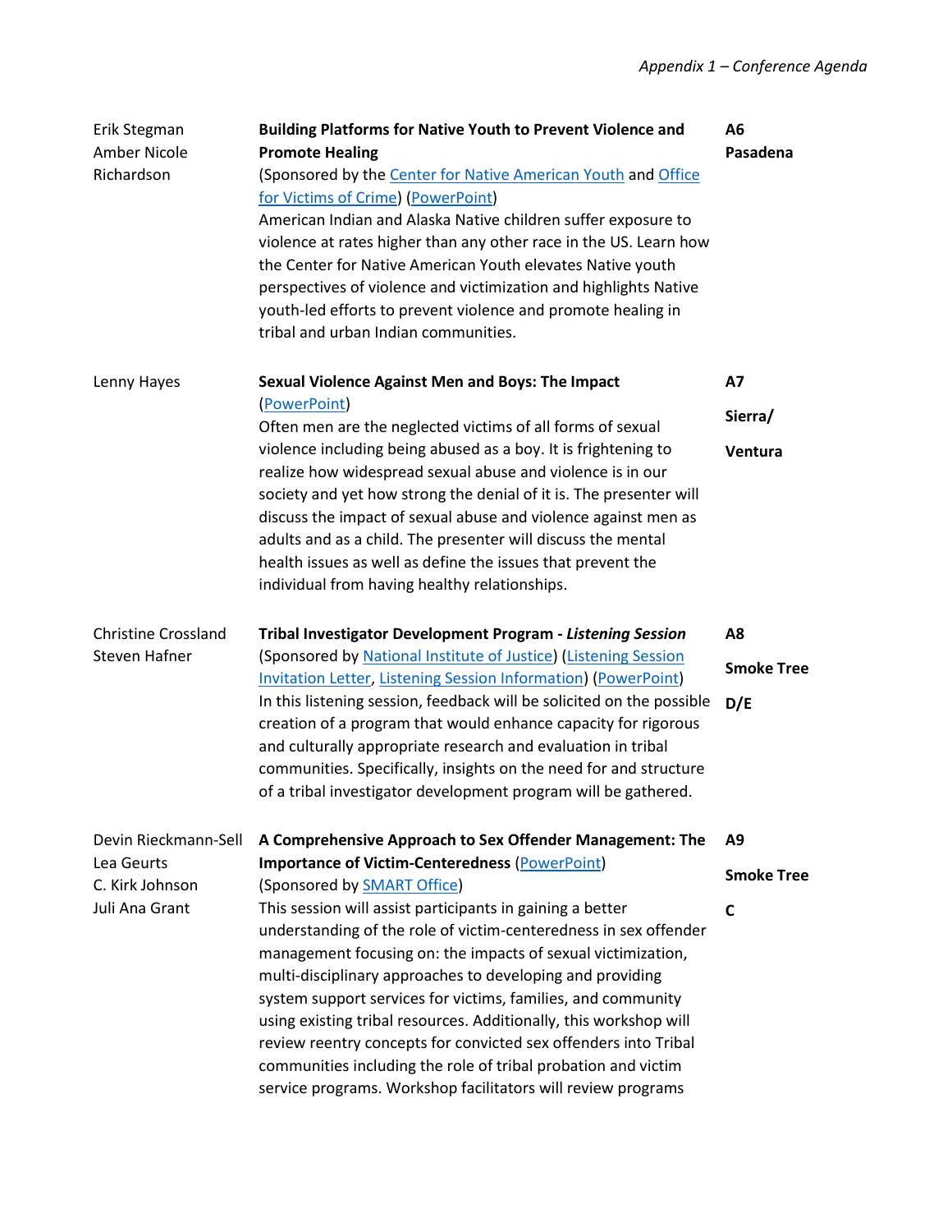| Presenters | Session | Room |
|---|---|---|
| Erik Stegman<br>Amber Nicole Richardson | **Building Platforms for Native Youth to Prevent Violence and Promote Healing**<br>(Sponsored by the Center for Native American Youth and Office for Victims of Crime) (PowerPoint)<br>American Indian and Alaska Native children suffer exposure to violence at rates higher than any other race in the US. Learn how the Center for Native American Youth elevates Native youth perspectives of violence and victimization and highlights Native youth-led efforts to prevent violence and promote healing in tribal and urban Indian communities. | **A6**<br>**Pasadena** |
| Lenny Hayes | **Sexual Violence Against Men and Boys: The Impact**<br>(PowerPoint)<br>Often men are the neglected victims of all forms of sexual violence including being abused as a boy. It is frightening to realize how widespread sexual abuse and violence is in our society and yet how strong the denial of it is. The presenter will discuss the impact of sexual abuse and violence against men as adults and as a child. The presenter will discuss the mental health issues as well as define the issues that prevent the individual from having healthy relationships. | **A7**<br>**Sierra/ Ventura** |
| Christine Crossland<br>Steven Hafner | **Tribal Investigator Development Program - *Listening Session***<br>(Sponsored by National Institute of Justice) (Listening Session Invitation Letter, Listening Session Information) (PowerPoint)<br>In this listening session, feedback will be solicited on the possible creation of a program that would enhance capacity for rigorous and culturally appropriate research and evaluation in tribal communities. Specifically, insights on the need for and structure of a tribal investigator development program will be gathered. | **A8**<br>**Smoke Tree D/E** |
| Devin Rieckmann-Sell<br>Lea Geurts<br>C. Kirk Johnson<br>Juli Ana Grant | **A Comprehensive Approach to Sex Offender Management: The Importance of Victim-Centeredness** (PowerPoint)<br>(Sponsored by SMART Office)<br>This session will assist participants in gaining a better understanding of the role of victim-centeredness in sex offender management focusing on: the impacts of sexual victimization, multi-disciplinary approaches to developing and providing system support services for victims, families, and community using existing tribal resources. Additionally, this workshop will review reentry concepts for convicted sex offenders into Tribal communities including the role of tribal probation and victim service programs. Workshop facilitators will review programs | **A9**<br>**Smoke Tree C** |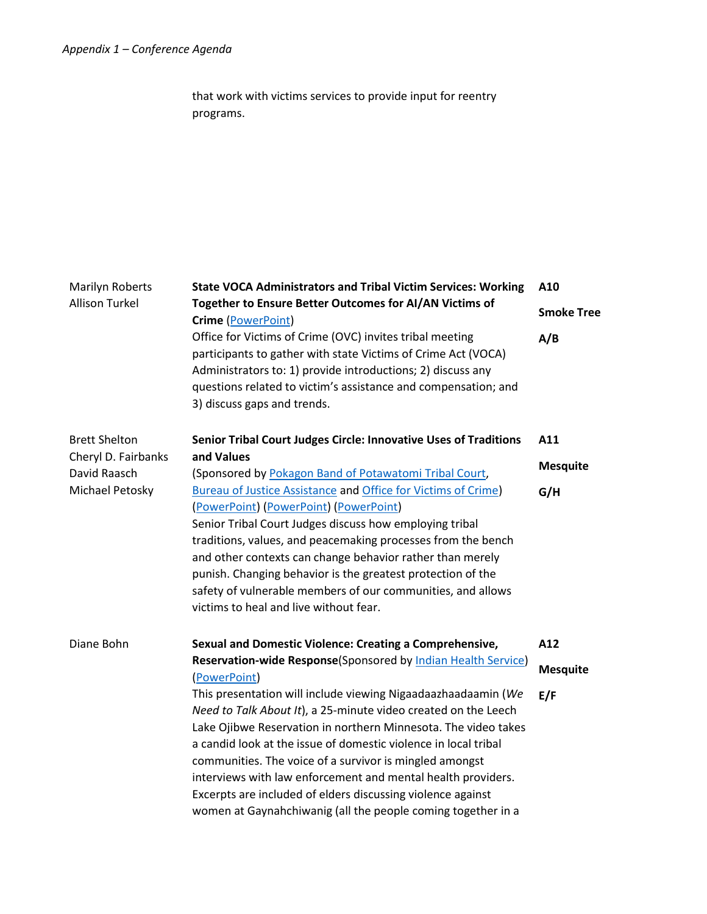that work with victims services to provide input for reentry programs.

| Presenter(s) | Session | Room |
| --- | --- | --- |
| Marilyn Roberts<br>Allison Turkel | **State VOCA Administrators and Tribal Victim Services: Working Together to Ensure Better Outcomes for AI/AN Victims of Crime** (PowerPoint)<br>Office for Victims of Crime (OVC) invites tribal meeting participants to gather with state Victims of Crime Act (VOCA) Administrators to: 1) provide introductions; 2) discuss any questions related to victim's assistance and compensation; and 3) discuss gaps and trends. | **A10**<br>**Smoke Tree A/B** |
| Brett Shelton<br>Cheryl D. Fairbanks<br>David Raasch<br>Michael Petosky | **Senior Tribal Court Judges Circle: Innovative Uses of Traditions and Values**<br>(Sponsored by Pokagon Band of Potawatomi Tribal Court, Bureau of Justice Assistance and Office for Victims of Crime) (PowerPoint) (PowerPoint) (PowerPoint)<br>Senior Tribal Court Judges discuss how employing tribal traditions, values, and peacemaking processes from the bench and other contexts can change behavior rather than merely punish. Changing behavior is the greatest protection of the safety of vulnerable members of our communities, and allows victims to heal and live without fear. | **A11**<br>**Mesquite G/H** |
| Diane Bohn | **Sexual and Domestic Violence: Creating a Comprehensive, Reservation-wide Response**(Sponsored by Indian Health Service) (PowerPoint)<br>This presentation will include viewing Nigaadaazhaadaamin (*We Need to Talk About It*), a 25-minute video created on the Leech Lake Ojibwe Reservation in northern Minnesota. The video takes a candid look at the issue of domestic violence in local tribal communities. The voice of a survivor is mingled amongst interviews with law enforcement and mental health providers. Excerpts are included of elders discussing violence against women at Gaynahchiwanig (all the people coming together in a | **A12**<br>**Mesquite E/F** |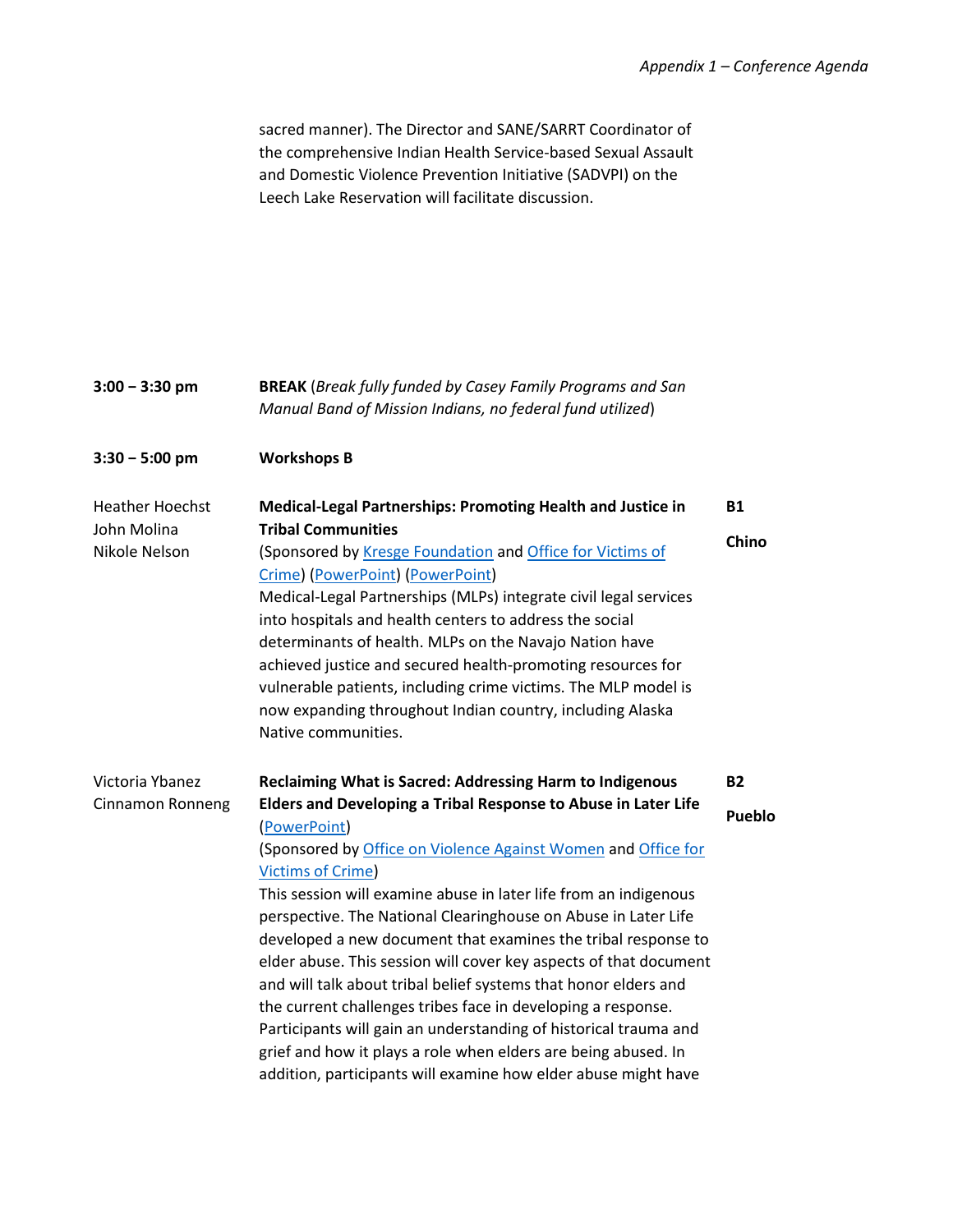sacred manner). The Director and SANE/SARRT Coordinator of the comprehensive Indian Health Service-based Sexual Assault and Domestic Violence Prevention Initiative (SADVPI) on the Leech Lake Reservation will facilitate discussion.

**3:00 – 3:30 pm** **BREAK** (*Break fully funded by Casey Family Programs and San Manual Band of Mission Indians, no federal fund utilized*)

**3:30 – 5:00 pm** **Workshops B**

Heather Hoechst
John Molina
Nikole Nelson

**Medical-Legal Partnerships: Promoting Health and Justice in Tribal Communities**

**B1**

**Chino**

(Sponsored by Kresge Foundation and Office for Victims of Crime) (PowerPoint) (PowerPoint)
Medical-Legal Partnerships (MLPs) integrate civil legal services into hospitals and health centers to address the social determinants of health. MLPs on the Navajo Nation have achieved justice and secured health-promoting resources for vulnerable patients, including crime victims. The MLP model is now expanding throughout Indian country, including Alaska Native communities.

Victoria Ybanez
Cinnamon Ronneng

**Reclaiming What is Sacred: Addressing Harm to Indigenous Elders and Developing a Tribal Response to Abuse in Later Life**

**B2**

**Pueblo**

(PowerPoint)
(Sponsored by Office on Violence Against Women and Office for Victims of Crime)
This session will examine abuse in later life from an indigenous perspective. The National Clearinghouse on Abuse in Later Life developed a new document that examines the tribal response to elder abuse. This session will cover key aspects of that document and will talk about tribal belief systems that honor elders and the current challenges tribes face in developing a response. Participants will gain an understanding of historical trauma and grief and how it plays a role when elders are being abused. In addition, participants will examine how elder abuse might have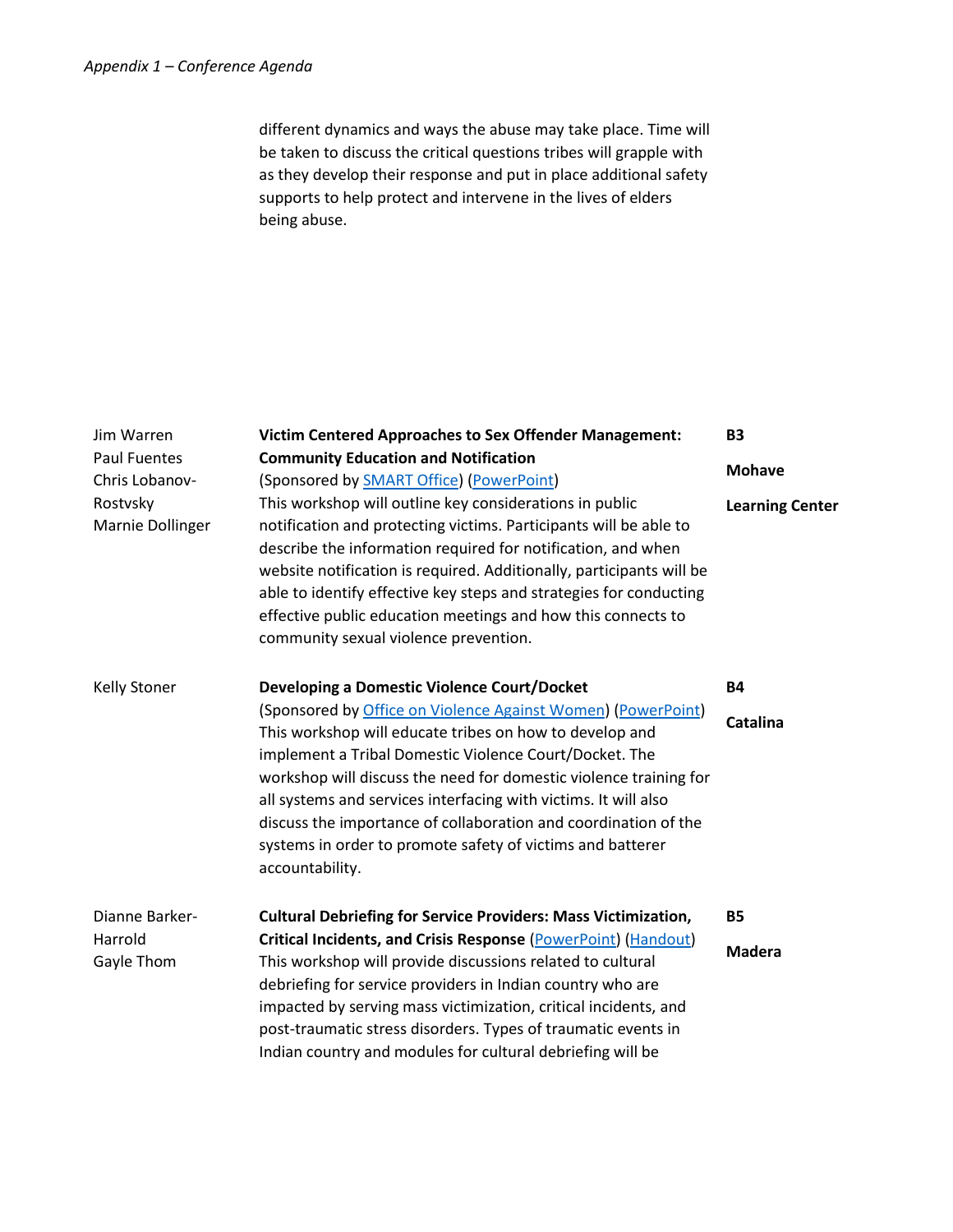different dynamics and ways the abuse may take place. Time will be taken to discuss the critical questions tribes will grapple with as they develop their response and put in place additional safety supports to help protect and intervene in the lives of elders being abuse.

| Presenters | Workshop | Session / Room |
|---|---|---|
| Jim Warren<br>Paul Fuentes<br>Chris Lobanov-Rostvsky<br>Marnie Dollinger | **Victim Centered Approaches to Sex Offender Management: Community Education and Notification**<br>(Sponsored by SMART Office) (PowerPoint)<br>This workshop will outline key considerations in public notification and protecting victims. Participants will be able to describe the information required for notification, and when website notification is required. Additionally, participants will be able to identify effective key steps and strategies for conducting effective public education meetings and how this connects to community sexual violence prevention. | **B3**<br>**Mohave Learning Center** |
| Kelly Stoner | **Developing a Domestic Violence Court/Docket**<br>(Sponsored by Office on Violence Against Women) (PowerPoint)<br>This workshop will educate tribes on how to develop and implement a Tribal Domestic Violence Court/Docket. The workshop will discuss the need for domestic violence training for all systems and services interfacing with victims. It will also discuss the importance of collaboration and coordination of the systems in order to promote safety of victims and batterer accountability. | **B4**<br>**Catalina** |
| Dianne Barker-Harrold<br>Gayle Thom | **Cultural Debriefing for Service Providers: Mass Victimization, Critical Incidents, and Crisis Response** (PowerPoint) (Handout)<br>This workshop will provide discussions related to cultural debriefing for service providers in Indian country who are impacted by serving mass victimization, critical incidents, and post-traumatic stress disorders. Types of traumatic events in Indian country and modules for cultural debriefing will be | **B5**<br>**Madera** |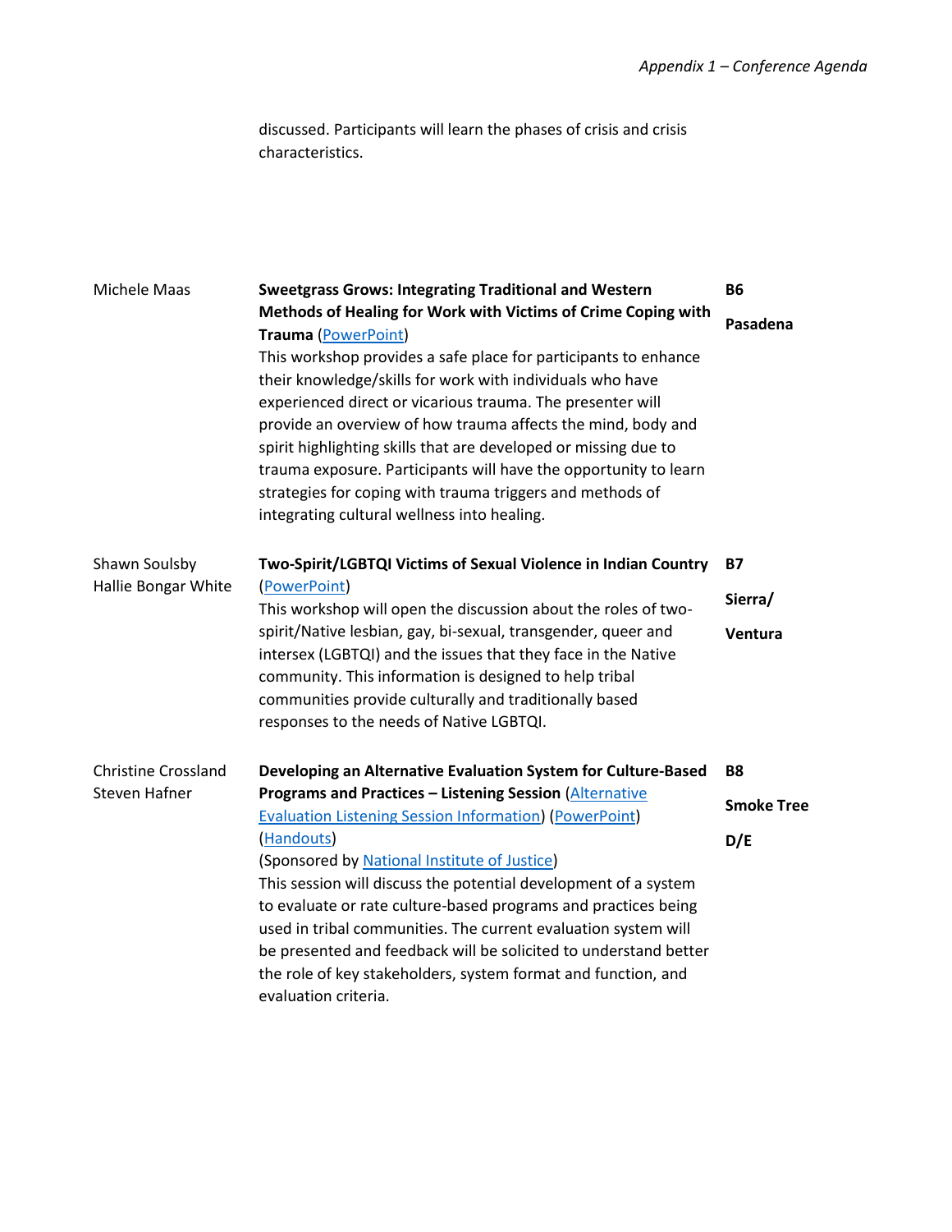discussed. Participants will learn the phases of crisis and crisis characteristics.

| | | |
|---|---|---|
| Michele Maas | **Sweetgrass Grows: Integrating Traditional and Western Methods of Healing for Work with Victims of Crime Coping with Trauma** (PowerPoint)<br>This workshop provides a safe place for participants to enhance their knowledge/skills for work with individuals who have experienced direct or vicarious trauma. The presenter will provide an overview of how trauma affects the mind, body and spirit highlighting skills that are developed or missing due to trauma exposure. Participants will have the opportunity to learn strategies for coping with trauma triggers and methods of integrating cultural wellness into healing. | **B6**<br>**Pasadena** |
| Shawn Soulsby<br>Hallie Bongar White | **Two-Spirit/LGBTQI Victims of Sexual Violence in Indian Country** (PowerPoint)<br>This workshop will open the discussion about the roles of two-spirit/Native lesbian, gay, bi-sexual, transgender, queer and intersex (LGBTQI) and the issues that they face in the Native community. This information is designed to help tribal communities provide culturally and traditionally based responses to the needs of Native LGBTQI. | **B7**<br>**Sierra/ Ventura** |
| Christine Crossland<br>Steven Hafner | **Developing an Alternative Evaluation System for Culture-Based Programs and Practices – Listening Session** (Alternative Evaluation Listening Session Information) (PowerPoint) (Handouts)<br>(Sponsored by National Institute of Justice)<br>This session will discuss the potential development of a system to evaluate or rate culture-based programs and practices being used in tribal communities. The current evaluation system will be presented and feedback will be solicited to understand better the role of key stakeholders, system format and function, and evaluation criteria. | **B8**<br>**Smoke Tree D/E** |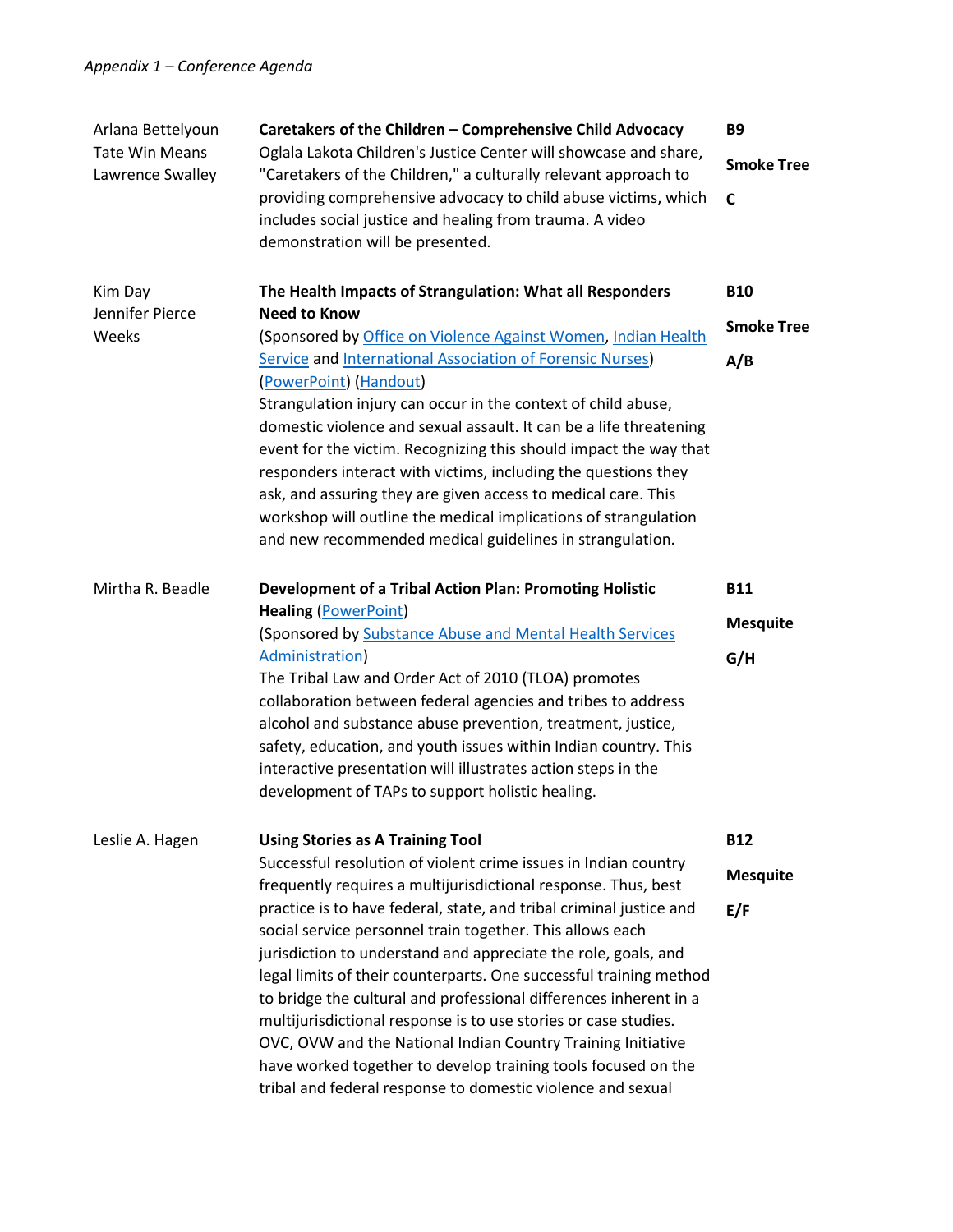| Presenters | Session | Location |
|---|---|---|
| Arlana Bettelyoun<br>Tate Win Means<br>Lawrence Swalley | **Caretakers of the Children – Comprehensive Child Advocacy**<br>Oglala Lakota Children's Justice Center will showcase and share, "Caretakers of the Children," a culturally relevant approach to providing comprehensive advocacy to child abuse victims, which includes social justice and healing from trauma. A video demonstration will be presented. | **B9**<br>**Smoke Tree**<br>**C** |
| Kim Day<br>Jennifer Pierce Weeks | **The Health Impacts of Strangulation: What all Responders Need to Know**<br>(Sponsored by Office on Violence Against Women, Indian Health Service and International Association of Forensic Nurses) (PowerPoint) (Handout)<br>Strangulation injury can occur in the context of child abuse, domestic violence and sexual assault. It can be a life threatening event for the victim. Recognizing this should impact the way that responders interact with victims, including the questions they ask, and assuring they are given access to medical care. This workshop will outline the medical implications of strangulation and new recommended medical guidelines in strangulation. | **B10**<br>**Smoke Tree**<br>**A/B** |
| Mirtha R. Beadle | **Development of a Tribal Action Plan: Promoting Holistic Healing** (PowerPoint)<br>(Sponsored by Substance Abuse and Mental Health Services Administration)<br>The Tribal Law and Order Act of 2010 (TLOA) promotes collaboration between federal agencies and tribes to address alcohol and substance abuse prevention, treatment, justice, safety, education, and youth issues within Indian country. This interactive presentation will illustrates action steps in the development of TAPs to support holistic healing. | **B11**<br>**Mesquite**<br>**G/H** |
| Leslie A. Hagen | **Using Stories as A Training Tool**<br>Successful resolution of violent crime issues in Indian country frequently requires a multijurisdictional response. Thus, best practice is to have federal, state, and tribal criminal justice and social service personnel train together. This allows each jurisdiction to understand and appreciate the role, goals, and legal limits of their counterparts. One successful training method to bridge the cultural and professional differences inherent in a multijurisdictional response is to use stories or case studies. OVC, OVW and the National Indian Country Training Initiative have worked together to develop training tools focused on the tribal and federal response to domestic violence and sexual | **B12**<br>**Mesquite**<br>**E/F** |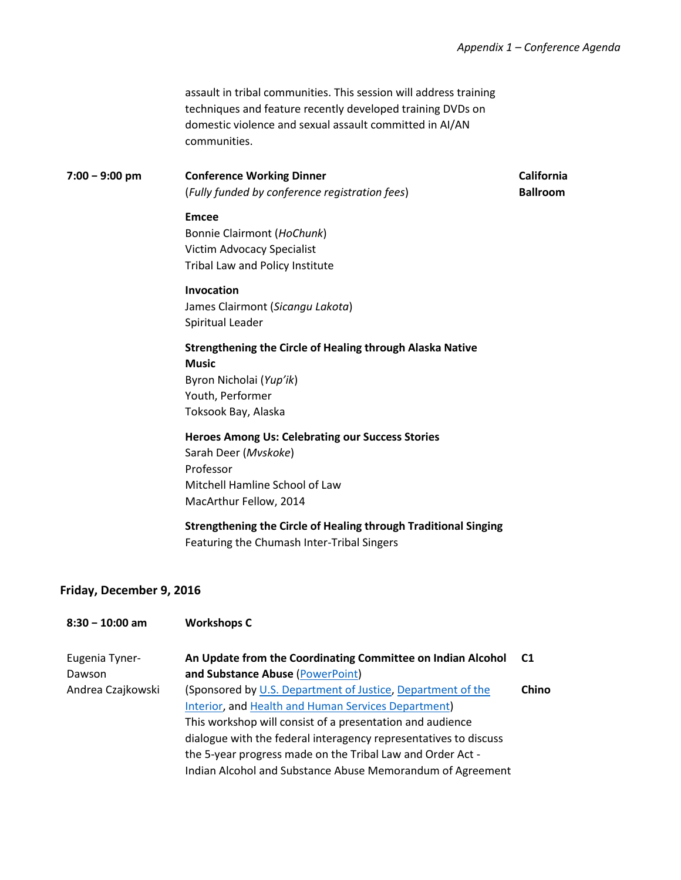assault in tribal communities. This session will address training techniques and feature recently developed training DVDs on domestic violence and sexual assault committed in AI/AN communities.

**7:00 – 9:00 pm** | **Conference Working Dinner** | **California Ballroom**

(*Fully funded by conference registration fees*)

**Emcee**
Bonnie Clairmont (*HoChunk*)
Victim Advocacy Specialist
Tribal Law and Policy Institute

**Invocation**
James Clairmont (*Sicangu Lakota*)
Spiritual Leader

**Strengthening the Circle of Healing through Alaska Native Music**
Byron Nicholai (*Yup'ik*)
Youth, Performer
Toksook Bay, Alaska

**Heroes Among Us: Celebrating our Success Stories**
Sarah Deer (*Mvskoke*)
Professor
Mitchell Hamline School of Law
MacArthur Fellow, 2014

**Strengthening the Circle of Healing through Traditional Singing**
Featuring the Chumash Inter-Tribal Singers

## Friday, December 9, 2016

**8:30 – 10:00 am** | **Workshops C**

Eugenia Tyner-Dawson
Andrea Czajkowski

**An Update from the Coordinating Committee on Indian Alcohol and Substance Abuse** (PowerPoint) — **C1 Chino**

(Sponsored by U.S. Department of Justice, Department of the Interior, and Health and Human Services Department)
This workshop will consist of a presentation and audience dialogue with the federal interagency representatives to discuss the 5-year progress made on the Tribal Law and Order Act - Indian Alcohol and Substance Abuse Memorandum of Agreement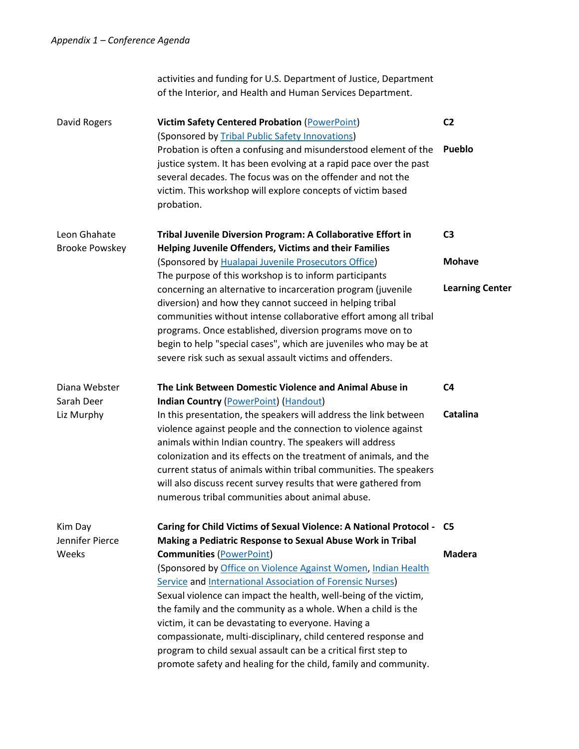activities and funding for U.S. Department of Justice, Department of the Interior, and Health and Human Services Department.

| Presenter(s) | Session | Room |
|---|---|---|
| David Rogers | **Victim Safety Centered Probation** (PowerPoint) (Sponsored by Tribal Public Safety Innovations) Probation is often a confusing and misunderstood element of the justice system. It has been evolving at a rapid pace over the past several decades. The focus was on the offender and not the victim. This workshop will explore concepts of victim based probation. | **C2** **Pueblo** |
| Leon Ghahate Brooke Powskey | **Tribal Juvenile Diversion Program: A Collaborative Effort in Helping Juvenile Offenders, Victims and their Families** (Sponsored by Hualapai Juvenile Prosecutors Office) The purpose of this workshop is to inform participants concerning an alternative to incarceration program (juvenile diversion) and how they cannot succeed in helping tribal communities without intense collaborative effort among all tribal programs. Once established, diversion programs move on to begin to help "special cases", which are juveniles who may be at severe risk such as sexual assault victims and offenders. | **C3** **Mohave** **Learning Center** |
| Diana Webster Sarah Deer Liz Murphy | **The Link Between Domestic Violence and Animal Abuse in Indian Country** (PowerPoint) (Handout) In this presentation, the speakers will address the link between violence against people and the connection to violence against animals within Indian country. The speakers will address colonization and its effects on the treatment of animals, and the current status of animals within tribal communities. The speakers will also discuss recent survey results that were gathered from numerous tribal communities about animal abuse. | **C4** **Catalina** |
| Kim Day Jennifer Pierce Weeks | **Caring for Child Victims of Sexual Violence: A National Protocol - Making a Pediatric Response to Sexual Abuse Work in Tribal Communities** (PowerPoint) (Sponsored by Office on Violence Against Women, Indian Health Service and International Association of Forensic Nurses) Sexual violence can impact the health, well-being of the victim, the family and the community as a whole. When a child is the victim, it can be devastating to everyone. Having a compassionate, multi-disciplinary, child centered response and program to child sexual assault can be a critical first step to promote safety and healing for the child, family and community. | **C5** **Madera** |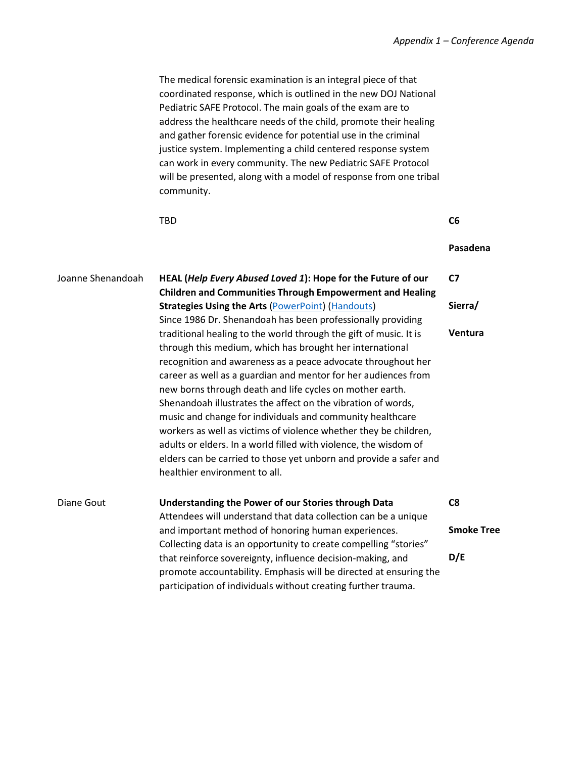The medical forensic examination is an integral piece of that coordinated response, which is outlined in the new DOJ National Pediatric SAFE Protocol. The main goals of the exam are to address the healthcare needs of the child, promote their healing and gather forensic evidence for potential use in the criminal justice system. Implementing a child centered response system can work in every community. The new Pediatric SAFE Protocol will be presented, along with a model of response from one tribal community.

| Presenter | Session | Room |
|---|---|---|
| | TBD | **C6**<br><br>**Pasadena** |
| Joanne Shenandoah | **HEAL (*Help Every Abused Loved 1*): Hope for the Future of our Children and Communities Through Empowerment and Healing Strategies Using the Arts** (PowerPoint) (Handouts)<br>Since 1986 Dr. Shenandoah has been professionally providing traditional healing to the world through the gift of music. It is through this medium, which has brought her international recognition and awareness as a peace advocate throughout her career as well as a guardian and mentor for her audiences from new borns through death and life cycles on mother earth. Shenandoah illustrates the affect on the vibration of words, music and change for individuals and community healthcare workers as well as victims of violence whether they be children, adults or elders. In a world filled with violence, the wisdom of elders can be carried to those yet unborn and provide a safer and healthier environment to all. | **C7**<br><br>**Sierra/**<br><br>**Ventura** |
| Diane Gout | **Understanding the Power of our Stories through Data**<br>Attendees will understand that data collection can be a unique and important method of honoring human experiences. Collecting data is an opportunity to create compelling "stories" that reinforce sovereignty, influence decision-making, and promote accountability. Emphasis will be directed at ensuring the participation of individuals without creating further trauma. | **C8**<br><br>**Smoke Tree**<br><br>**D/E** |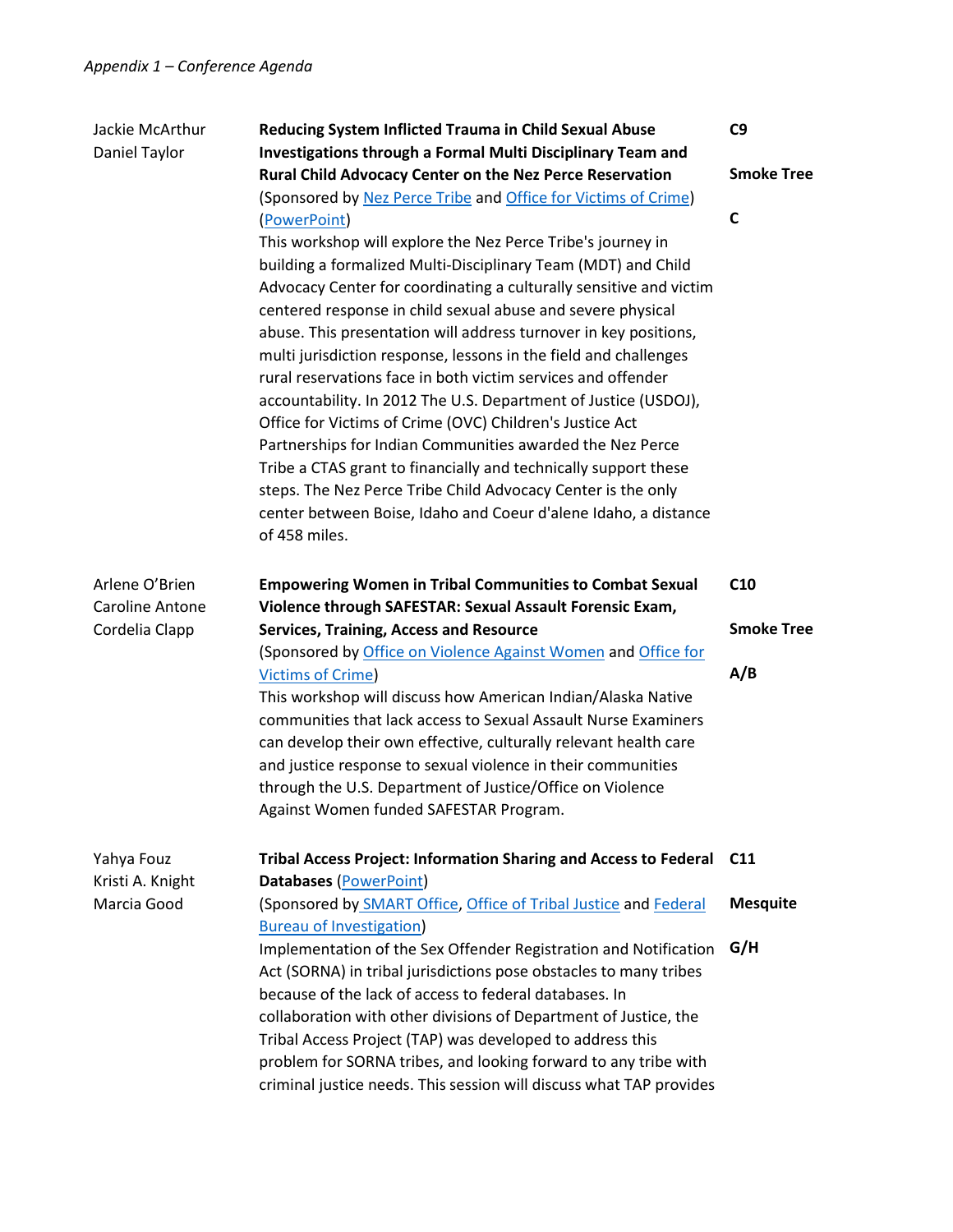| | | |
|---|---|---|
| Jackie McArthur<br>Daniel Taylor | **Reducing System Inflicted Trauma in Child Sexual Abuse Investigations through a Formal Multi Disciplinary Team and Rural Child Advocacy Center on the Nez Perce Reservation**<br>(Sponsored by Nez Perce Tribe and Office for Victims of Crime) (PowerPoint)<br>This workshop will explore the Nez Perce Tribe's journey in building a formalized Multi-Disciplinary Team (MDT) and Child Advocacy Center for coordinating a culturally sensitive and victim centered response in child sexual abuse and severe physical abuse. This presentation will address turnover in key positions, multi jurisdiction response, lessons in the field and challenges rural reservations face in both victim services and offender accountability. In 2012 The U.S. Department of Justice (USDOJ), Office for Victims of Crime (OVC) Children's Justice Act Partnerships for Indian Communities awarded the Nez Perce Tribe a CTAS grant to financially and technically support these steps. The Nez Perce Tribe Child Advocacy Center is the only center between Boise, Idaho and Coeur d'alene Idaho, a distance of 458 miles. | **C9**<br><br>**Smoke Tree**<br><br>**C** |
| Arlene O'Brien<br>Caroline Antone<br>Cordelia Clapp | **Empowering Women in Tribal Communities to Combat Sexual Violence through SAFESTAR: Sexual Assault Forensic Exam, Services, Training, Access and Resource**<br>(Sponsored by Office on Violence Against Women and Office for Victims of Crime)<br>This workshop will discuss how American Indian/Alaska Native communities that lack access to Sexual Assault Nurse Examiners can develop their own effective, culturally relevant health care and justice response to sexual violence in their communities through the U.S. Department of Justice/Office on Violence Against Women funded SAFESTAR Program. | **C10**<br><br>**Smoke Tree**<br><br>**A/B** |
| Yahya Fouz<br>Kristi A. Knight<br>Marcia Good | **Tribal Access Project: Information Sharing and Access to Federal Databases** (PowerPoint)<br>(Sponsored by SMART Office, Office of Tribal Justice and Federal Bureau of Investigation)<br>Implementation of the Sex Offender Registration and Notification Act (SORNA) in tribal jurisdictions pose obstacles to many tribes because of the lack of access to federal databases. In collaboration with other divisions of Department of Justice, the Tribal Access Project (TAP) was developed to address this problem for SORNA tribes, and looking forward to any tribe with criminal justice needs. This session will discuss what TAP provides | **C11**<br><br>**Mesquite**<br><br>**G/H** |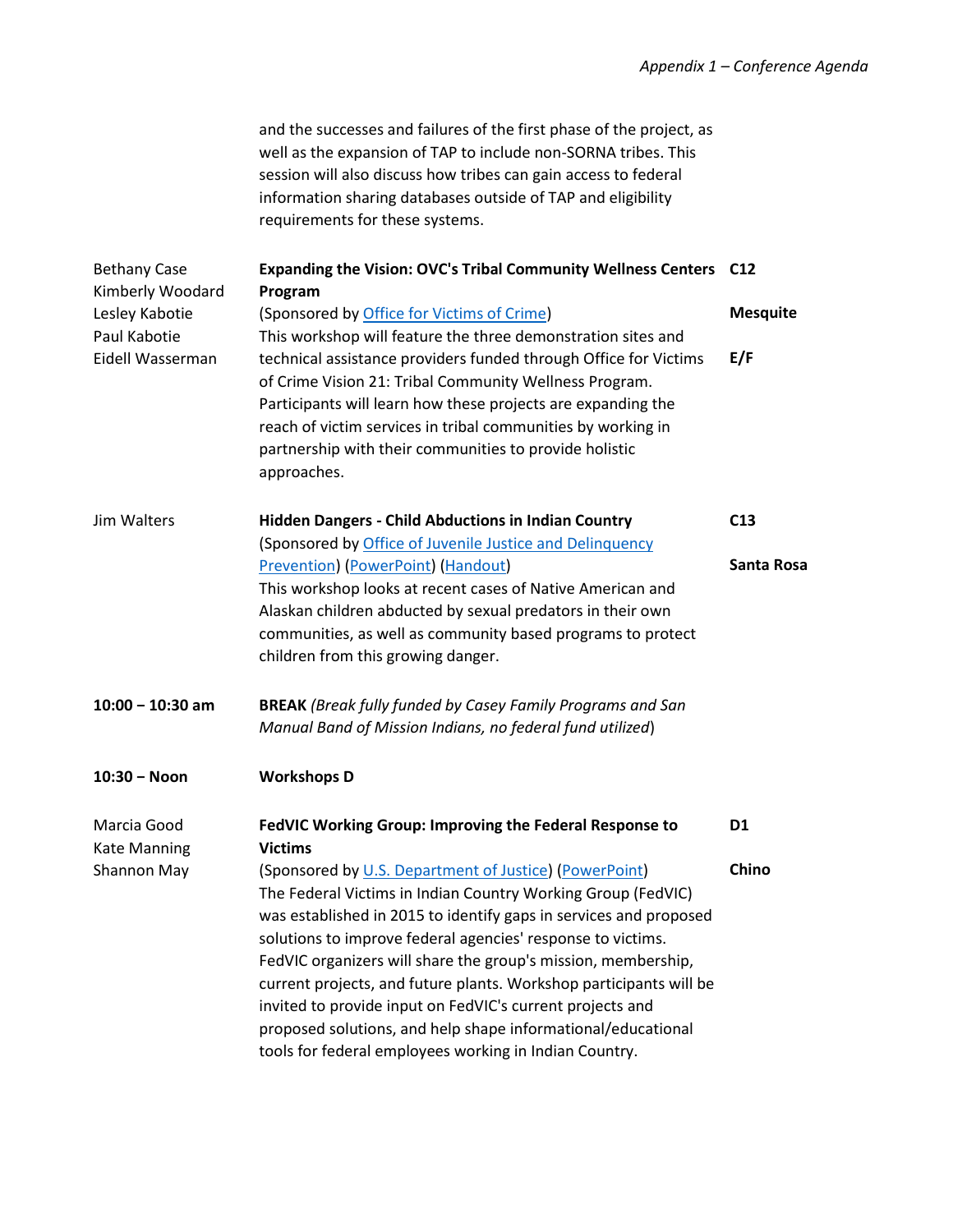and the successes and failures of the first phase of the project, as well as the expansion of TAP to include non-SORNA tribes. This session will also discuss how tribes can gain access to federal information sharing databases outside of TAP and eligibility requirements for these systems.

| | | |
|---|---|---|
| Bethany Case<br>Kimberly Woodard<br>Lesley Kabotie<br>Paul Kabotie<br>Eidell Wasserman | **Expanding the Vision: OVC's Tribal Community Wellness Centers Program**<br>(Sponsored by Office for Victims of Crime)<br>This workshop will feature the three demonstration sites and technical assistance providers funded through Office for Victims of Crime Vision 21: Tribal Community Wellness Program. Participants will learn how these projects are expanding the reach of victim services in tribal communities by working in partnership with their communities to provide holistic approaches. | **C12**<br><br>**Mesquite E/F** |
| Jim Walters | **Hidden Dangers - Child Abductions in Indian Country**<br>(Sponsored by Office of Juvenile Justice and Delinquency Prevention) (PowerPoint) (Handout)<br>This workshop looks at recent cases of Native American and Alaskan children abducted by sexual predators in their own communities, as well as community based programs to protect children from this growing danger. | **C13**<br><br>**Santa Rosa** |
| **10:00 – 10:30 am** | **BREAK** *(Break fully funded by Casey Family Programs and San Manual Band of Mission Indians, no federal fund utilized*) | |
| **10:30 – Noon** | **Workshops D** | |
| Marcia Good<br>Kate Manning<br>Shannon May | **FedVIC Working Group: Improving the Federal Response to Victims**<br>(Sponsored by U.S. Department of Justice) (PowerPoint)<br>The Federal Victims in Indian Country Working Group (FedVIC) was established in 2015 to identify gaps in services and proposed solutions to improve federal agencies' response to victims. FedVIC organizers will share the group's mission, membership, current projects, and future plants. Workshop participants will be invited to provide input on FedVIC's current projects and proposed solutions, and help shape informational/educational tools for federal employees working in Indian Country. | **D1**<br><br>**Chino** |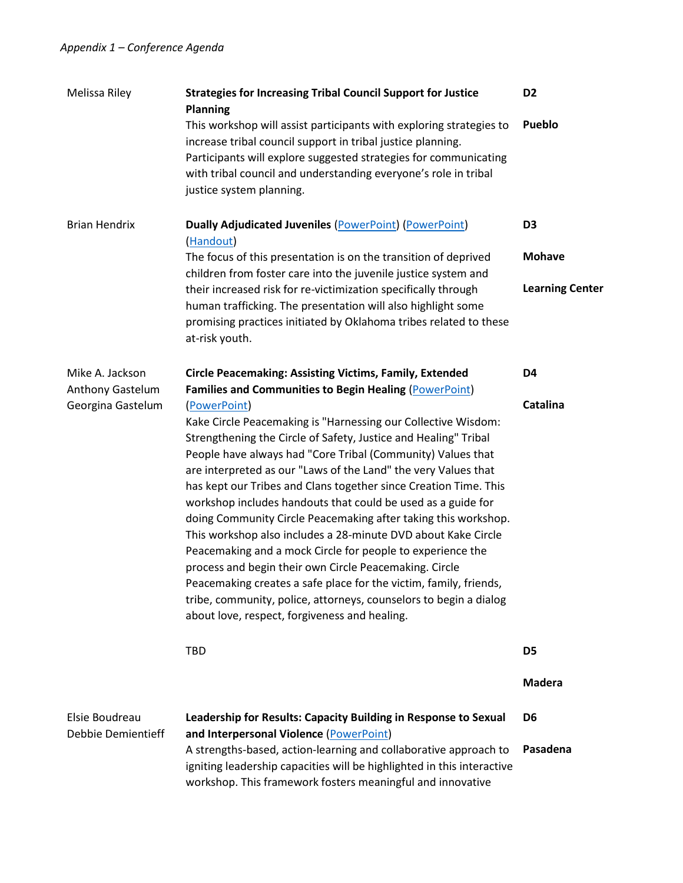| Presenter(s) | Session | Room |
| --- | --- | --- |
| Melissa Riley | **Strategies for Increasing Tribal Council Support for Justice Planning**<br>This workshop will assist participants with exploring strategies to increase tribal council support in tribal justice planning. Participants will explore suggested strategies for communicating with tribal council and understanding everyone's role in tribal justice system planning. | **D2**<br>**Pueblo** |
| Brian Hendrix | **Dually Adjudicated Juveniles** (PowerPoint) (PowerPoint) (Handout)<br>The focus of this presentation is on the transition of deprived children from foster care into the juvenile justice system and their increased risk for re-victimization specifically through human trafficking. The presentation will also highlight some promising practices initiated by Oklahoma tribes related to these at-risk youth. | **D3**<br>**Mohave**<br>**Learning Center** |
| Mike A. Jackson<br>Anthony Gastelum<br>Georgina Gastelum | **Circle Peacemaking: Assisting Victims, Family, Extended Families and Communities to Begin Healing** (PowerPoint) (PowerPoint)<br>Kake Circle Peacemaking is "Harnessing our Collective Wisdom: Strengthening the Circle of Safety, Justice and Healing" Tribal People have always had "Core Tribal (Community) Values that are interpreted as our "Laws of the Land" the very Values that has kept our Tribes and Clans together since Creation Time. This workshop includes handouts that could be used as a guide for doing Community Circle Peacemaking after taking this workshop. This workshop also includes a 28-minute DVD about Kake Circle Peacemaking and a mock Circle for people to experience the process and begin their own Circle Peacemaking. Circle Peacemaking creates a safe place for the victim, family, friends, tribe, community, police, attorneys, counselors to begin a dialog about love, respect, forgiveness and healing. | **D4**<br>**Catalina** |
| | TBD | **D5**<br>**Madera** |
| Elsie Boudreau<br>Debbie Demientieff | **Leadership for Results: Capacity Building in Response to Sexual and Interpersonal Violence** (PowerPoint)<br>A strengths-based, action-learning and collaborative approach to igniting leadership capacities will be highlighted in this interactive workshop. This framework fosters meaningful and innovative | **D6**<br>**Pasadena** |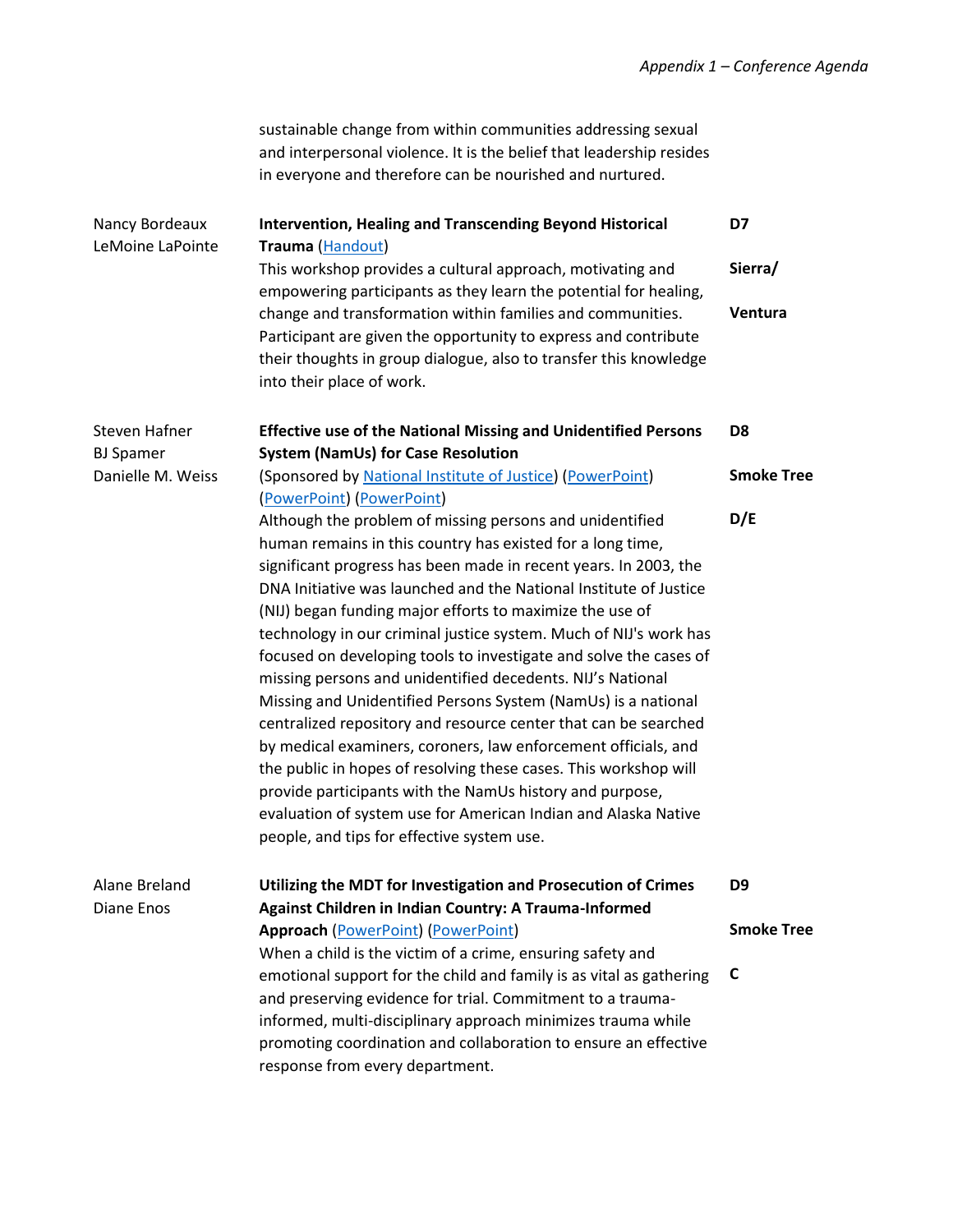sustainable change from within communities addressing sexual and interpersonal violence. It is the belief that leadership resides in everyone and therefore can be nourished and nurtured.

| Presenters | Session | Code / Room / Track |
|---|---|---|
| Nancy Bordeaux<br>LeMoine LaPointe | **Intervention, Healing and Transcending Beyond Historical Trauma** (Handout)<br>This workshop provides a cultural approach, motivating and empowering participants as they learn the potential for healing, change and transformation within families and communities. Participant are given the opportunity to express and contribute their thoughts in group dialogue, also to transfer this knowledge into their place of work. | **D7**<br>**Sierra/ Ventura** |
| Steven Hafner<br>BJ Spamer<br>Danielle M. Weiss | **Effective use of the National Missing and Unidentified Persons System (NamUs) for Case Resolution**<br>(Sponsored by National Institute of Justice) (PowerPoint) (PowerPoint) (PowerPoint)<br>Although the problem of missing persons and unidentified human remains in this country has existed for a long time, significant progress has been made in recent years. In 2003, the DNA Initiative was launched and the National Institute of Justice (NIJ) began funding major efforts to maximize the use of technology in our criminal justice system. Much of NIJ's work has focused on developing tools to investigate and solve the cases of missing persons and unidentified decedents. NIJ's National Missing and Unidentified Persons System (NamUs) is a national centralized repository and resource center that can be searched by medical examiners, coroners, law enforcement officials, and the public in hopes of resolving these cases. This workshop will provide participants with the NamUs history and purpose, evaluation of system use for American Indian and Alaska Native people, and tips for effective system use. | **D8**<br>**Smoke Tree**<br>**D/E** |
| Alane Breland<br>Diane Enos | **Utilizing the MDT for Investigation and Prosecution of Crimes Against Children in Indian Country: A Trauma-Informed Approach** (PowerPoint) (PowerPoint)<br>When a child is the victim of a crime, ensuring safety and emotional support for the child and family is as vital as gathering and preserving evidence for trial. Commitment to a trauma-informed, multi-disciplinary approach minimizes trauma while promoting coordination and collaboration to ensure an effective response from every department. | **D9**<br>**Smoke Tree**<br>**C** |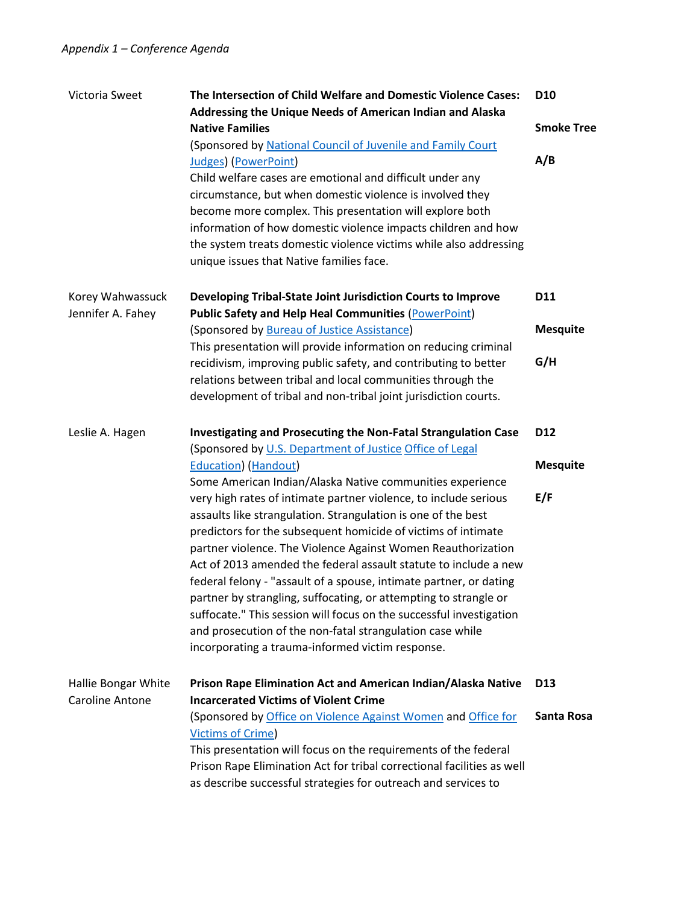| Presenter(s) | Session | Room |
| --- | --- | --- |
| Victoria Sweet | **The Intersection of Child Welfare and Domestic Violence Cases: Addressing the Unique Needs of American Indian and Alaska Native Families** (Sponsored by National Council of Juvenile and Family Court Judges) (PowerPoint) Child welfare cases are emotional and difficult under any circumstance, but when domestic violence is involved they become more complex. This presentation will explore both information of how domestic violence impacts children and how the system treats domestic violence victims while also addressing unique issues that Native families face. | **D10** **Smoke Tree** **A/B** |
| Korey Wahwassuck Jennifer A. Fahey | **Developing Tribal-State Joint Jurisdiction Courts to Improve Public Safety and Help Heal Communities** (PowerPoint) (Sponsored by Bureau of Justice Assistance) This presentation will provide information on reducing criminal recidivism, improving public safety, and contributing to better relations between tribal and local communities through the development of tribal and non-tribal joint jurisdiction courts. | **D11** **Mesquite** **G/H** |
| Leslie A. Hagen | **Investigating and Prosecuting the Non-Fatal Strangulation Case** (Sponsored by U.S. Department of Justice Office of Legal Education) (Handout) Some American Indian/Alaska Native communities experience very high rates of intimate partner violence, to include serious assaults like strangulation. Strangulation is one of the best predictors for the subsequent homicide of victims of intimate partner violence. The Violence Against Women Reauthorization Act of 2013 amended the federal assault statute to include a new federal felony - "assault of a spouse, intimate partner, or dating partner by strangling, suffocating, or attempting to strangle or suffocate." This session will focus on the successful investigation and prosecution of the non-fatal strangulation case while incorporating a trauma-informed victim response. | **D12** **Mesquite** **E/F** |
| Hallie Bongar White Caroline Antone | **Prison Rape Elimination Act and American Indian/Alaska Native Incarcerated Victims of Violent Crime** (Sponsored by Office on Violence Against Women and Office for Victims of Crime) This presentation will focus on the requirements of the federal Prison Rape Elimination Act for tribal correctional facilities as well as describe successful strategies for outreach and services to | **D13** **Santa Rosa** |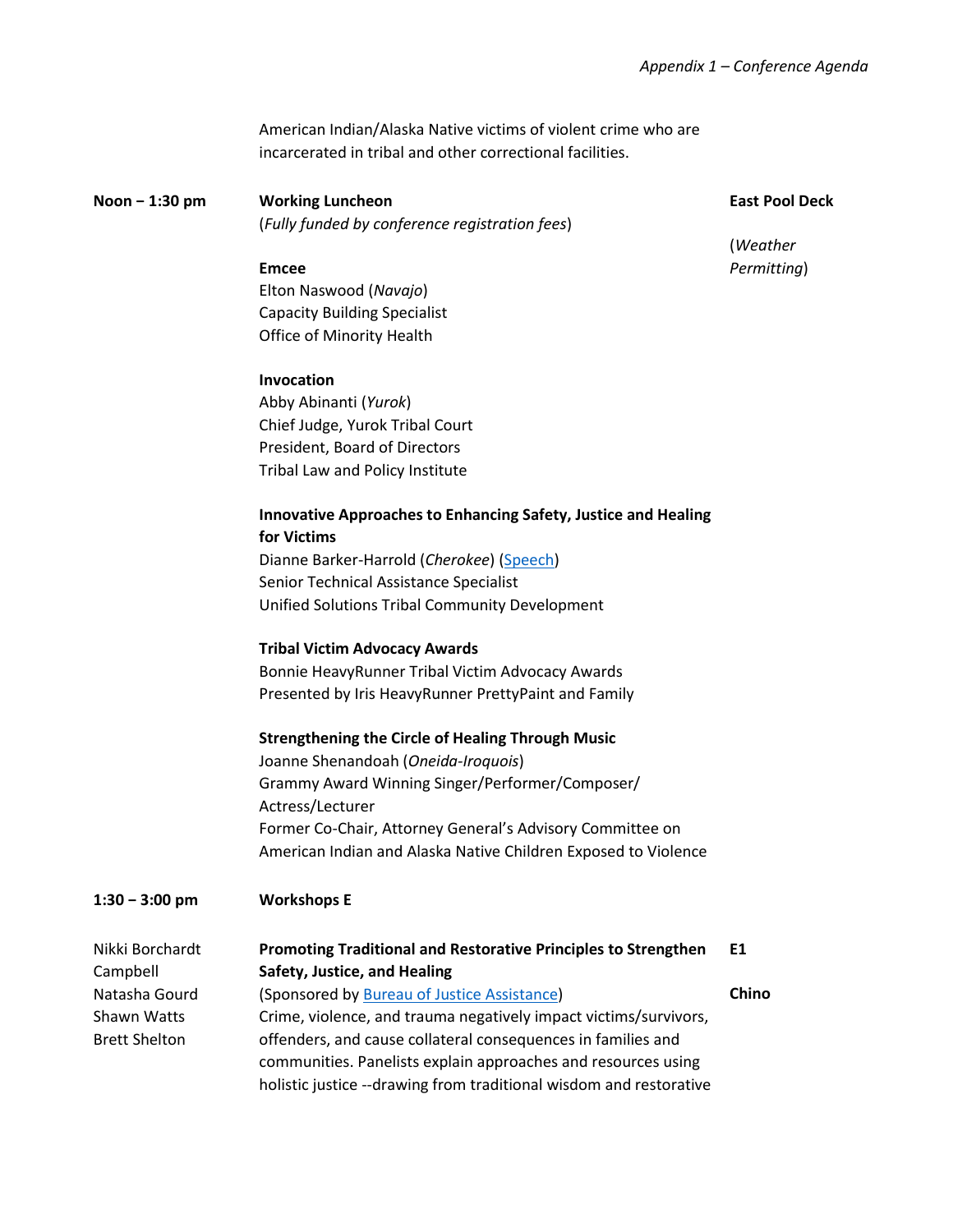American Indian/Alaska Native victims of violent crime who are incarcerated in tribal and other correctional facilities.

**Noon – 1:30 pm** **Working Luncheon** — **East Pool Deck** (*Weather Permitting*)

(*Fully funded by conference registration fees*)

**Emcee**
Elton Naswood (*Navajo*)
Capacity Building Specialist
Office of Minority Health

**Invocation**
Abby Abinanti (*Yurok*)
Chief Judge, Yurok Tribal Court
President, Board of Directors
Tribal Law and Policy Institute

**Innovative Approaches to Enhancing Safety, Justice and Healing for Victims**
Dianne Barker-Harrold (*Cherokee*) (Speech)
Senior Technical Assistance Specialist
Unified Solutions Tribal Community Development

**Tribal Victim Advocacy Awards**
Bonnie HeavyRunner Tribal Victim Advocacy Awards
Presented by Iris HeavyRunner PrettyPaint and Family

**Strengthening the Circle of Healing Through Music**
Joanne Shenandoah (*Oneida-Iroquois*)
Grammy Award Winning Singer/Performer/Composer/Actress/Lecturer
Former Co-Chair, Attorney General's Advisory Committee on American Indian and Alaska Native Children Exposed to Violence

**1:30 – 3:00 pm** **Workshops E**

**E1 — Chino**

Nikki Borchardt Campbell
Natasha Gourd
Shawn Watts
Brett Shelton

**Promoting Traditional and Restorative Principles to Strengthen Safety, Justice, and Healing**
(Sponsored by Bureau of Justice Assistance)
Crime, violence, and trauma negatively impact victims/survivors, offenders, and cause collateral consequences in families and communities. Panelists explain approaches and resources using holistic justice --drawing from traditional wisdom and restorative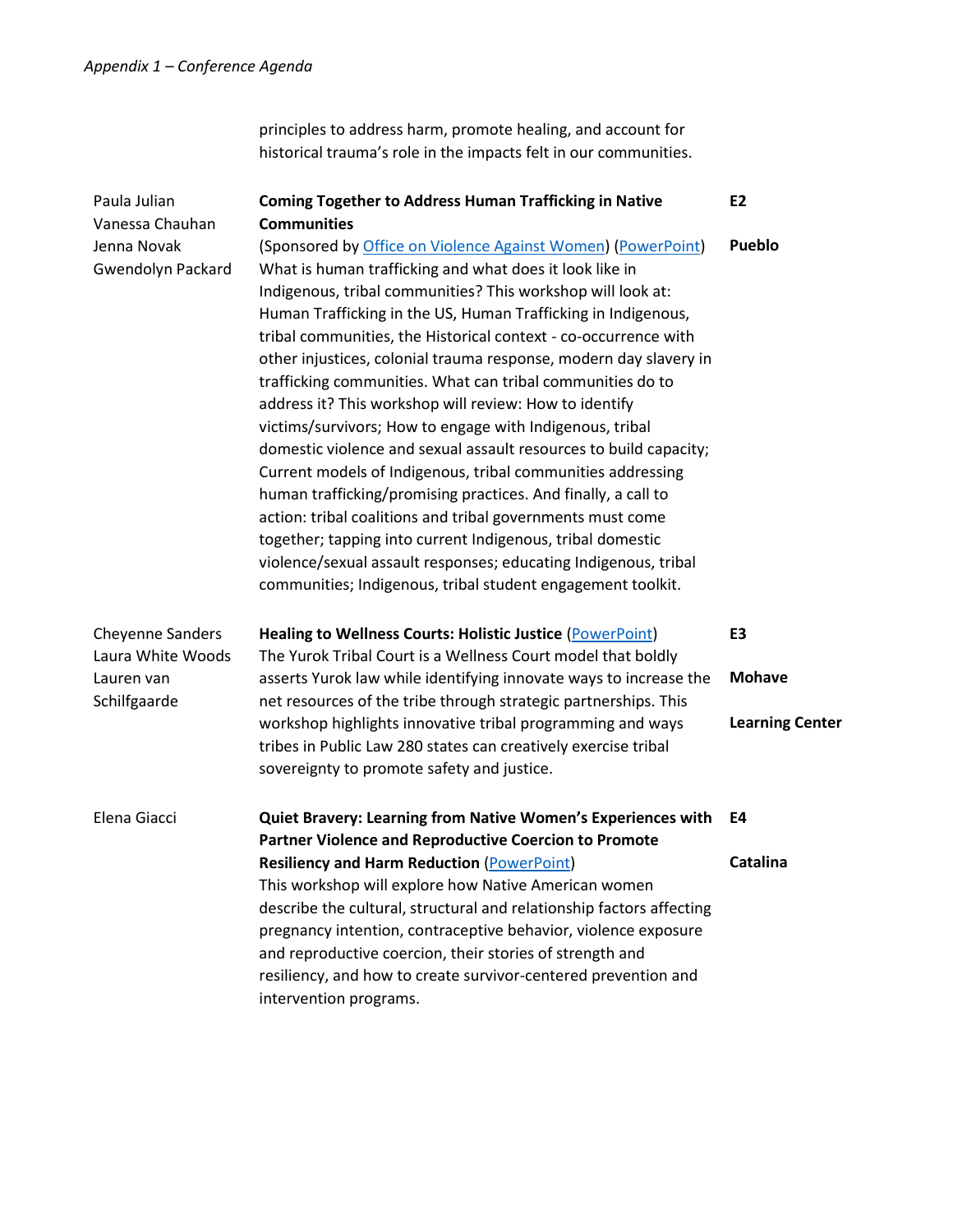principles to address harm, promote healing, and account for historical trauma's role in the impacts felt in our communities.

| Presenters | Session | Room |
|---|---|---|
| Paula Julian<br>Vanessa Chauhan<br>Jenna Novak<br>Gwendolyn Packard | **Coming Together to Address Human Trafficking in Native Communities**<br>(Sponsored by Office on Violence Against Women) (PowerPoint)<br>What is human trafficking and what does it look like in Indigenous, tribal communities? This workshop will look at: Human Trafficking in the US, Human Trafficking in Indigenous, tribal communities, the Historical context - co-occurrence with other injustices, colonial trauma response, modern day slavery in trafficking communities. What can tribal communities do to address it? This workshop will review: How to identify victims/survivors; How to engage with Indigenous, tribal domestic violence and sexual assault resources to build capacity; Current models of Indigenous, tribal communities addressing human trafficking/promising practices. And finally, a call to action: tribal coalitions and tribal governments must come together; tapping into current Indigenous, tribal domestic violence/sexual assault responses; educating Indigenous, tribal communities; Indigenous, tribal student engagement toolkit. | **E2**<br>**Pueblo** |
| Cheyenne Sanders<br>Laura White Woods<br>Lauren van Schilfgaarde | **Healing to Wellness Courts: Holistic Justice** (PowerPoint)<br>The Yurok Tribal Court is a Wellness Court model that boldly asserts Yurok law while identifying innovate ways to increase the net resources of the tribe through strategic partnerships. This workshop highlights innovative tribal programming and ways tribes in Public Law 280 states can creatively exercise tribal sovereignty to promote safety and justice. | **E3**<br>**Mohave**<br>**Learning Center** |
| Elena Giacci | **Quiet Bravery: Learning from Native Women's Experiences with Partner Violence and Reproductive Coercion to Promote Resiliency and Harm Reduction** (PowerPoint)<br>This workshop will explore how Native American women describe the cultural, structural and relationship factors affecting pregnancy intention, contraceptive behavior, violence exposure and reproductive coercion, their stories of strength and resiliency, and how to create survivor-centered prevention and intervention programs. | **E4**<br>**Catalina** |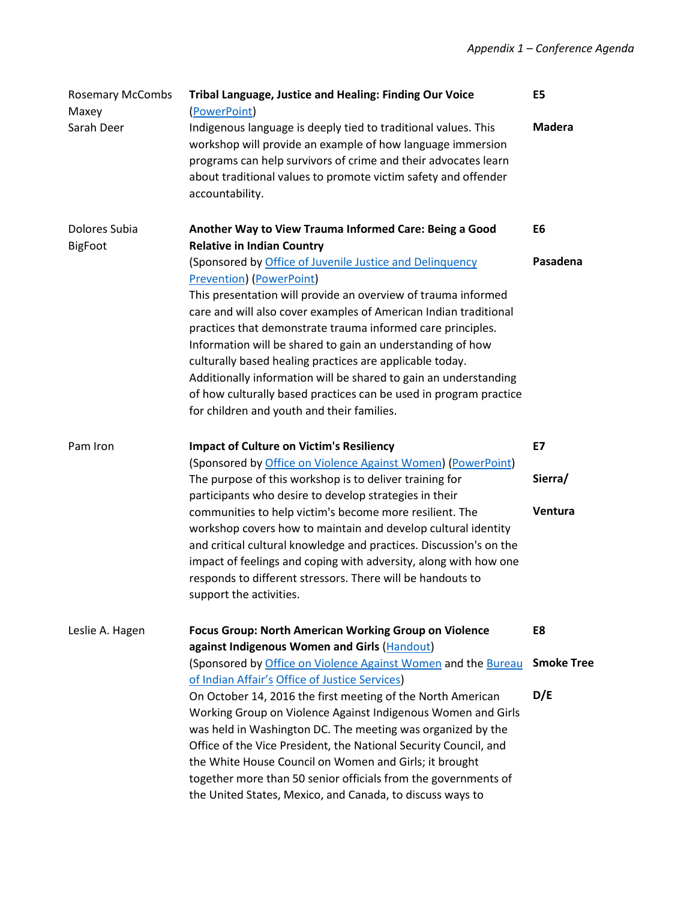| | | |
|---|---|---|
| Rosemary McCombs Maxey<br>Sarah Deer | **Tribal Language, Justice and Healing: Finding Our Voice** (PowerPoint)<br>Indigenous language is deeply tied to traditional values. This workshop will provide an example of how language immersion programs can help survivors of crime and their advocates learn about traditional values to promote victim safety and offender accountability. | **E5**<br><br>**Madera** |
| Dolores Subia BigFoot | **Another Way to View Trauma Informed Care: Being a Good Relative in Indian Country**<br>(Sponsored by Office of Juvenile Justice and Delinquency Prevention) (PowerPoint)<br>This presentation will provide an overview of trauma informed care and will also cover examples of American Indian traditional practices that demonstrate trauma informed care principles. Information will be shared to gain an understanding of how culturally based healing practices are applicable today. Additionally information will be shared to gain an understanding of how culturally based practices can be used in program practice for children and youth and their families. | **E6**<br><br>**Pasadena** |
| Pam Iron | **Impact of Culture on Victim's Resiliency**<br>(Sponsored by Office on Violence Against Women) (PowerPoint)<br>The purpose of this workshop is to deliver training for participants who desire to develop strategies in their communities to help victim's become more resilient. The workshop covers how to maintain and develop cultural identity and critical cultural knowledge and practices. Discussion's on the impact of feelings and coping with adversity, along with how one responds to different stressors. There will be handouts to support the activities. | **E7**<br><br>**Sierra/**<br><br>**Ventura** |
| Leslie A. Hagen | **Focus Group: North American Working Group on Violence against Indigenous Women and Girls** (Handout)<br>(Sponsored by Office on Violence Against Women and the Bureau of Indian Affair's Office of Justice Services)<br>On October 14, 2016 the first meeting of the North American Working Group on Violence Against Indigenous Women and Girls was held in Washington DC. The meeting was organized by the Office of the Vice President, the National Security Council, and the White House Council on Women and Girls; it brought together more than 50 senior officials from the governments of the United States, Mexico, and Canada, to discuss ways to | **E8**<br><br>**Smoke Tree**<br><br>**D/E** |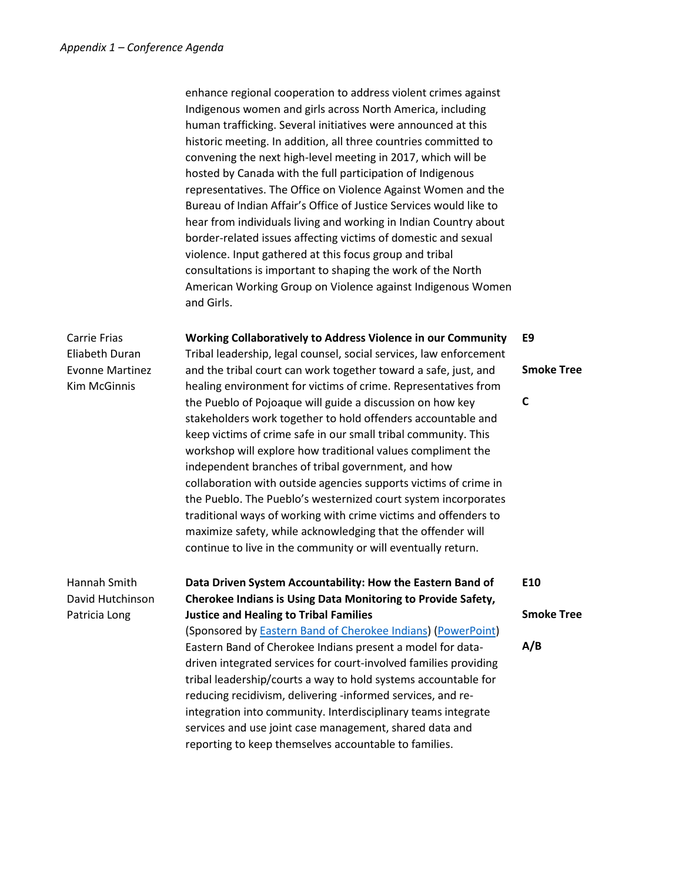enhance regional cooperation to address violent crimes against Indigenous women and girls across North America, including human trafficking. Several initiatives were announced at this historic meeting. In addition, all three countries committed to convening the next high-level meeting in 2017, which will be hosted by Canada with the full participation of Indigenous representatives. The Office on Violence Against Women and the Bureau of Indian Affair's Office of Justice Services would like to hear from individuals living and working in Indian Country about border-related issues affecting victims of domestic and sexual violence. Input gathered at this focus group and tribal consultations is important to shaping the work of the North American Working Group on Violence against Indigenous Women and Girls.

| Presenters | Session | Room |
|---|---|---|
| Carrie Frias<br>Eliabeth Duran<br>Evonne Martinez<br>Kim McGinnis | **Working Collaboratively to Address Violence in our Community**<br>Tribal leadership, legal counsel, social services, law enforcement and the tribal court can work together toward a safe, just, and healing environment for victims of crime. Representatives from the Pueblo of Pojoaque will guide a discussion on how key stakeholders work together to hold offenders accountable and keep victims of crime safe in our small tribal community. This workshop will explore how traditional values compliment the independent branches of tribal government, and how collaboration with outside agencies supports victims of crime in the Pueblo. The Pueblo's westernized court system incorporates traditional ways of working with crime victims and offenders to maximize safety, while acknowledging that the offender will continue to live in the community or will eventually return. | **E9**<br><br>**Smoke Tree**<br><br>**C** |
| Hannah Smith<br>David Hutchinson<br>Patricia Long | **Data Driven System Accountability: How the Eastern Band of Cherokee Indians is Using Data Monitoring to Provide Safety, Justice and Healing to Tribal Families**<br>(Sponsored by Eastern Band of Cherokee Indians) (PowerPoint)<br>Eastern Band of Cherokee Indians present a model for data-driven integrated services for court-involved families providing tribal leadership/courts a way to hold systems accountable for reducing recidivism, delivering -informed services, and re-integration into community. Interdisciplinary teams integrate services and use joint case management, shared data and reporting to keep themselves accountable to families. | **E10**<br><br>**Smoke Tree**<br><br>**A/B** |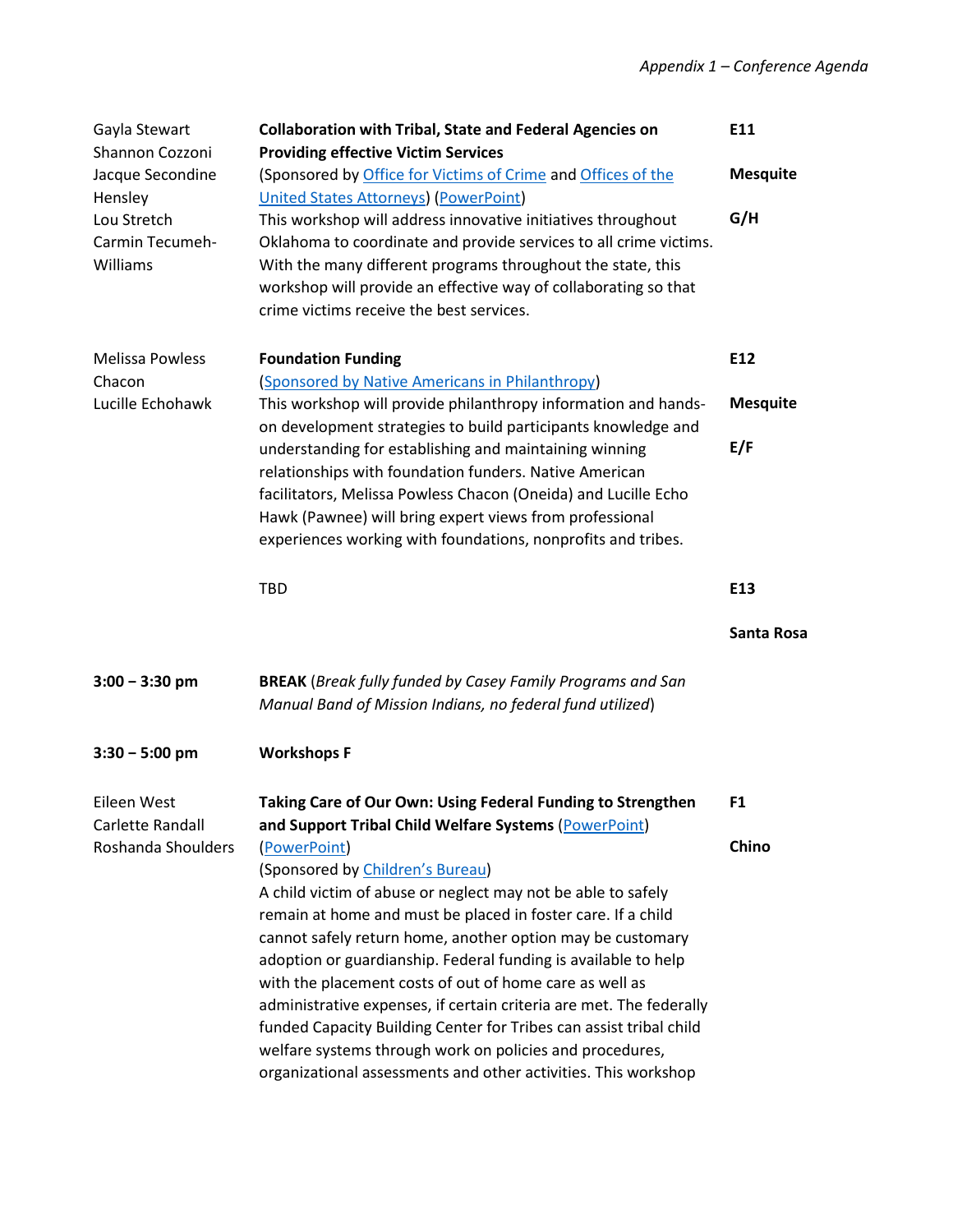| | | |
|---|---|---|
| Gayla Stewart<br>Shannon Cozzoni<br>Jacque Secondine Hensley<br>Lou Stretch<br>Carmin Tecumeh-Williams | **Collaboration with Tribal, State and Federal Agencies on Providing effective Victim Services**<br>(Sponsored by Office for Victims of Crime and Offices of the United States Attorneys) (PowerPoint)<br>This workshop will address innovative initiatives throughout Oklahoma to coordinate and provide services to all crime victims. With the many different programs throughout the state, this workshop will provide an effective way of collaborating so that crime victims receive the best services. | **E11**<br><br>**Mesquite**<br><br>**G/H** |
| Melissa Powless Chacon<br>Lucille Echohawk | **Foundation Funding**<br>(Sponsored by Native Americans in Philanthropy)<br>This workshop will provide philanthropy information and hands-on development strategies to build participants knowledge and understanding for establishing and maintaining winning relationships with foundation funders. Native American facilitators, Melissa Powless Chacon (Oneida) and Lucille Echo Hawk (Pawnee) will bring expert views from professional experiences working with foundations, nonprofits and tribes. | **E12**<br><br>**Mesquite**<br><br>**E/F** |
| | TBD | **E13**<br><br>**Santa Rosa** |
| **3:00 – 3:30 pm** | **BREAK** (*Break fully funded by Casey Family Programs and San Manual Band of Mission Indians, no federal fund utilized*) | |
| **3:30 – 5:00 pm** | **Workshops F** | |
| Eileen West<br>Carlette Randall<br>Roshanda Shoulders | **Taking Care of Our Own: Using Federal Funding to Strengthen and Support Tribal Child Welfare Systems** (PowerPoint) (PowerPoint)<br>(Sponsored by Children's Bureau)<br>A child victim of abuse or neglect may not be able to safely remain at home and must be placed in foster care. If a child cannot safely return home, another option may be customary adoption or guardianship. Federal funding is available to help with the placement costs of out of home care as well as administrative expenses, if certain criteria are met. The federally funded Capacity Building Center for Tribes can assist tribal child welfare systems through work on policies and procedures, organizational assessments and other activities. This workshop | **F1**<br><br>**Chino** |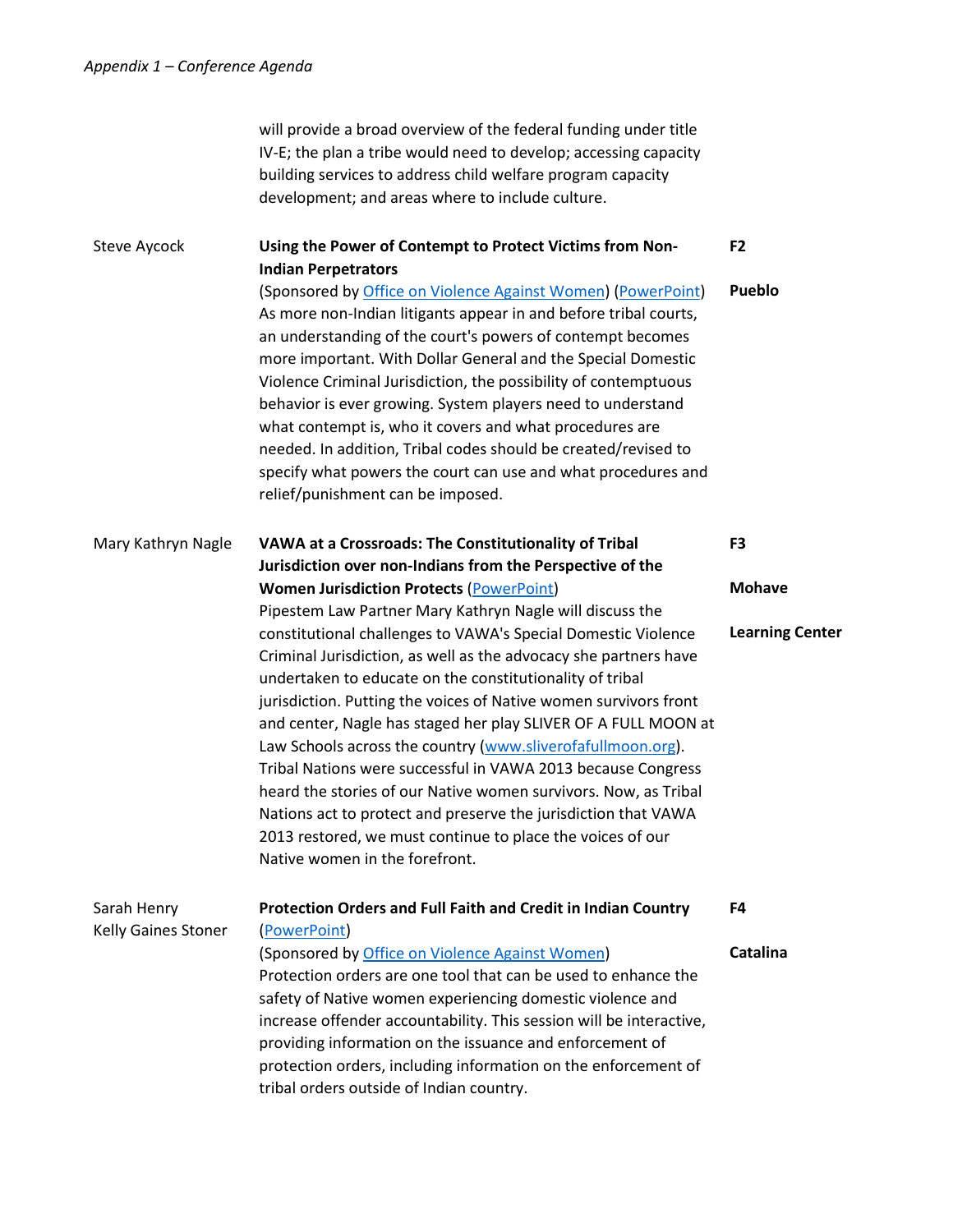will provide a broad overview of the federal funding under title IV-E; the plan a tribe would need to develop; accessing capacity building services to address child welfare program capacity development; and areas where to include culture.

| Presenter | Session | Room |
| --- | --- | --- |
| Steve Aycock | **Using the Power of Contempt to Protect Victims from Non-Indian Perpetrators** (Sponsored by Office on Violence Against Women) (PowerPoint) As more non-Indian litigants appear in and before tribal courts, an understanding of the court's powers of contempt becomes more important. With Dollar General and the Special Domestic Violence Criminal Jurisdiction, the possibility of contemptuous behavior is ever growing. System players need to understand what contempt is, who it covers and what procedures are needed. In addition, Tribal codes should be created/revised to specify what powers the court can use and what procedures and relief/punishment can be imposed. | **F2** **Pueblo** |
| Mary Kathryn Nagle | **VAWA at a Crossroads: The Constitutionality of Tribal Jurisdiction over non-Indians from the Perspective of the Women Jurisdiction Protects** (PowerPoint) Pipestem Law Partner Mary Kathryn Nagle will discuss the constitutional challenges to VAWA's Special Domestic Violence Criminal Jurisdiction, as well as the advocacy she partners have undertaken to educate on the constitutionality of tribal jurisdiction. Putting the voices of Native women survivors front and center, Nagle has staged her play SLIVER OF A FULL MOON at Law Schools across the country (www.sliverofafullmoon.org). Tribal Nations were successful in VAWA 2013 because Congress heard the stories of our Native women survivors. Now, as Tribal Nations act to protect and preserve the jurisdiction that VAWA 2013 restored, we must continue to place the voices of our Native women in the forefront. | **F3** **Mohave** **Learning Center** |
| Sarah Henry Kelly Gaines Stoner | **Protection Orders and Full Faith and Credit in Indian Country** (PowerPoint) (Sponsored by Office on Violence Against Women) Protection orders are one tool that can be used to enhance the safety of Native women experiencing domestic violence and increase offender accountability. This session will be interactive, providing information on the issuance and enforcement of protection orders, including information on the enforcement of tribal orders outside of Indian country. | **F4** **Catalina** |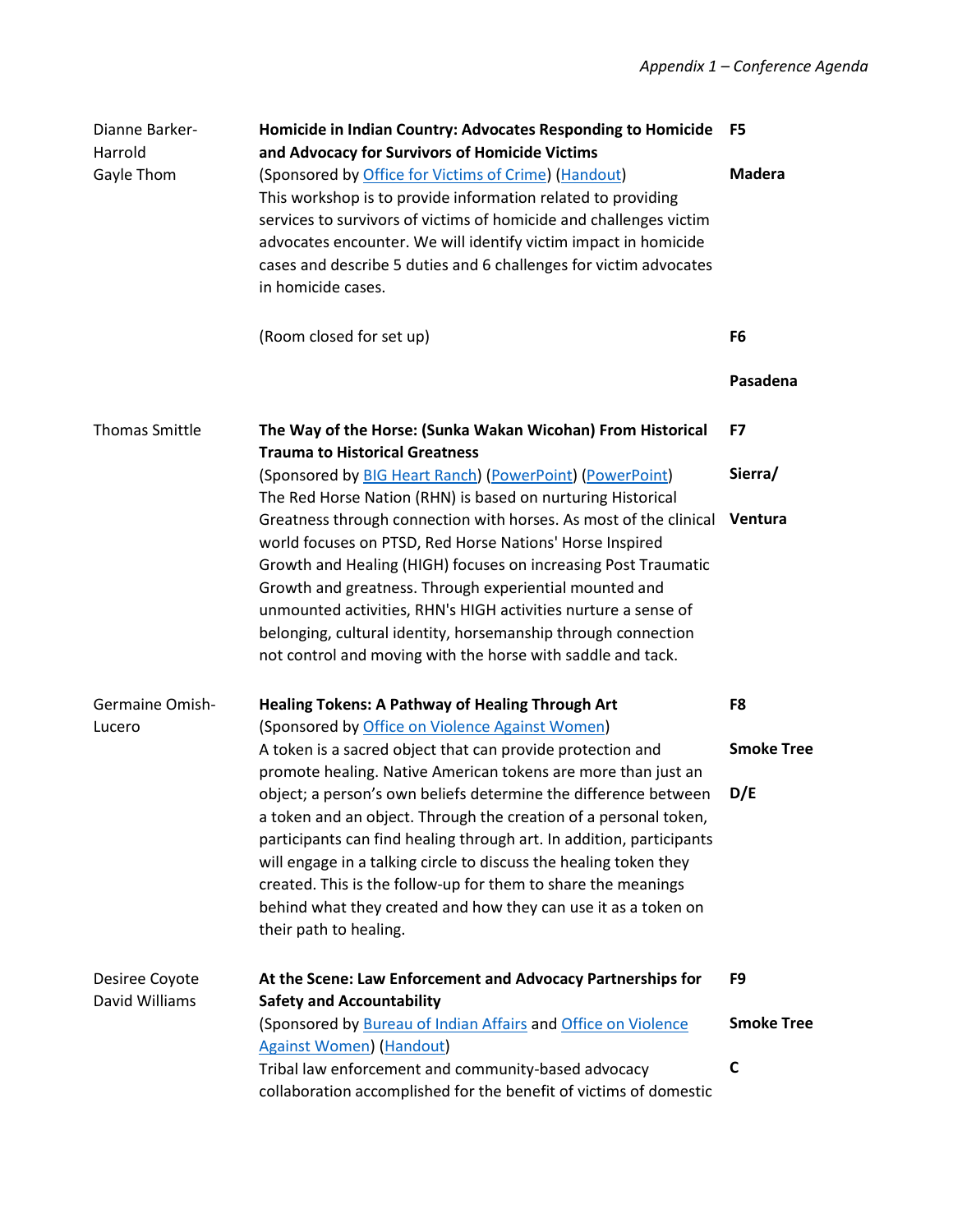| | | |
|---|---|---|
| Dianne Barker-Harrold<br>Gayle Thom | **Homicide in Indian Country: Advocates Responding to Homicide and Advocacy for Survivors of Homicide Victims**<br>(Sponsored by Office for Victims of Crime) (Handout)<br>This workshop is to provide information related to providing services to survivors of victims of homicide and challenges victim advocates encounter. We will identify victim impact in homicide cases and describe 5 duties and 6 challenges for victim advocates in homicide cases. | **F5**<br><br>**Madera** |
| | (Room closed for set up) | **F6**<br><br>**Pasadena** |
| Thomas Smittle | **The Way of the Horse: (Sunka Wakan Wicohan) From Historical Trauma to Historical Greatness**<br>(Sponsored by BIG Heart Ranch) (PowerPoint) (PowerPoint)<br>The Red Horse Nation (RHN) is based on nurturing Historical Greatness through connection with horses. As most of the clinical world focuses on PTSD, Red Horse Nations' Horse Inspired Growth and Healing (HIGH) focuses on increasing Post Traumatic Growth and greatness. Through experiential mounted and unmounted activities, RHN's HIGH activities nurture a sense of belonging, cultural identity, horsemanship through connection not control and moving with the horse with saddle and tack. | **F7**<br><br>**Sierra/**<br><br>**Ventura** |
| Germaine Omish-Lucero | **Healing Tokens: A Pathway of Healing Through Art**<br>(Sponsored by Office on Violence Against Women)<br>A token is a sacred object that can provide protection and promote healing. Native American tokens are more than just an object; a person's own beliefs determine the difference between a token and an object. Through the creation of a personal token, participants can find healing through art. In addition, participants will engage in a talking circle to discuss the healing token they created. This is the follow-up for them to share the meanings behind what they created and how they can use it as a token on their path to healing. | **F8**<br><br>**Smoke Tree**<br><br>**D/E** |
| Desiree Coyote<br>David Williams | **At the Scene: Law Enforcement and Advocacy Partnerships for Safety and Accountability**<br>(Sponsored by Bureau of Indian Affairs and Office on Violence Against Women) (Handout)<br>Tribal law enforcement and community-based advocacy collaboration accomplished for the benefit of victims of domestic | **F9**<br><br>**Smoke Tree**<br><br>**C** |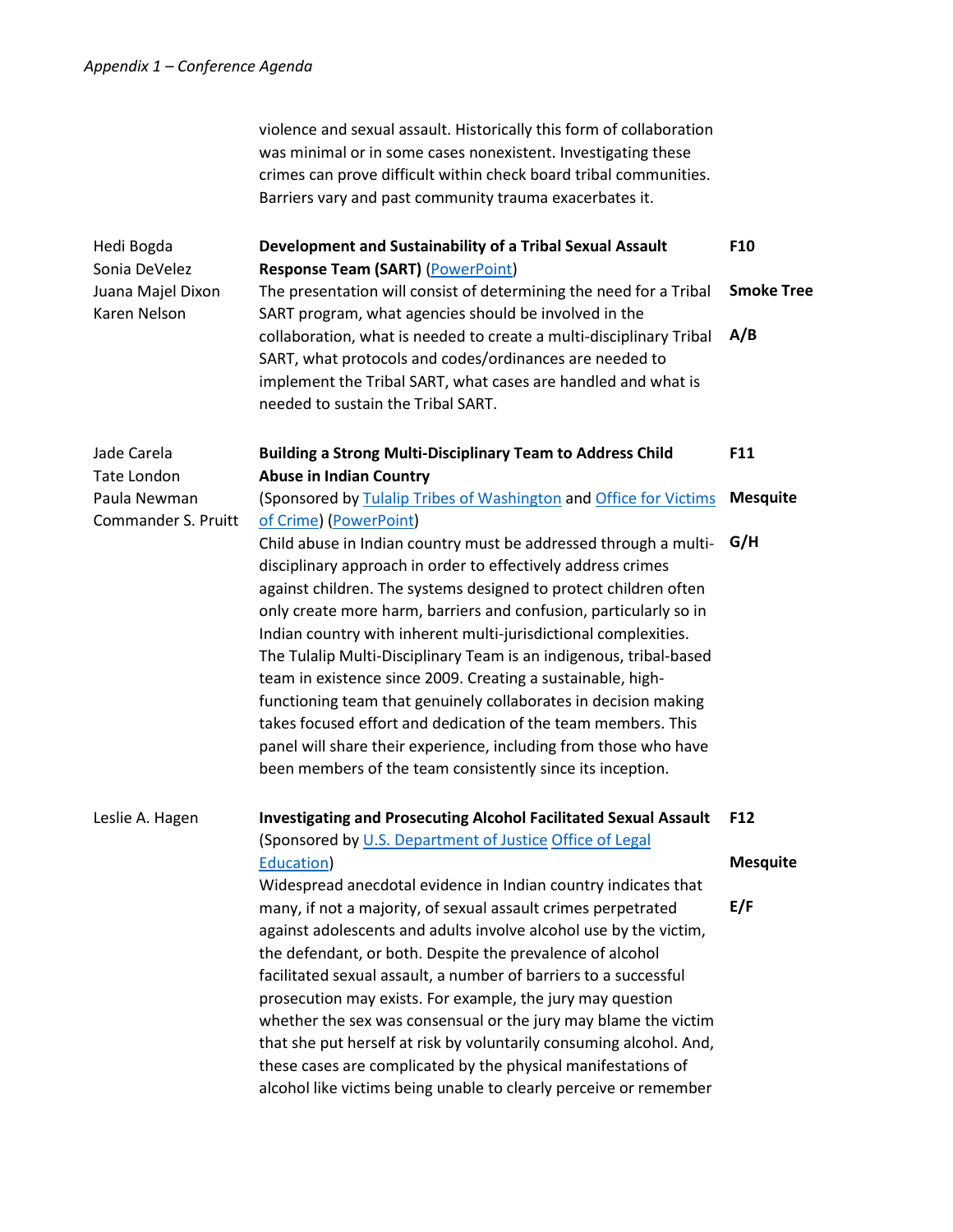violence and sexual assault. Historically this form of collaboration was minimal or in some cases nonexistent. Investigating these crimes can prove difficult within check board tribal communities. Barriers vary and past community trauma exacerbates it.

| Presenters | Session | Room |
|---|---|---|
| Hedi Bogda<br>Sonia DeVelez<br>Juana Majel Dixon<br>Karen Nelson | **Development and Sustainability of a Tribal Sexual Assault Response Team (SART)** (PowerPoint)<br>The presentation will consist of determining the need for a Tribal SART program, what agencies should be involved in the collaboration, what is needed to create a multi-disciplinary Tribal SART, what protocols and codes/ordinances are needed to implement the Tribal SART, what cases are handled and what is needed to sustain the Tribal SART. | **F10**<br>**Smoke Tree**<br>**A/B** |
| Jade Carela<br>Tate London<br>Paula Newman<br>Commander S. Pruitt | **Building a Strong Multi-Disciplinary Team to Address Child Abuse in Indian Country**<br>(Sponsored by Tulalip Tribes of Washington and Office for Victims of Crime) (PowerPoint)<br>Child abuse in Indian country must be addressed through a multi-disciplinary approach in order to effectively address crimes against children. The systems designed to protect children often only create more harm, barriers and confusion, particularly so in Indian country with inherent multi-jurisdictional complexities. The Tulalip Multi-Disciplinary Team is an indigenous, tribal-based team in existence since 2009. Creating a sustainable, high-functioning team that genuinely collaborates in decision making takes focused effort and dedication of the team members. This panel will share their experience, including from those who have been members of the team consistently since its inception. | **F11**<br>**Mesquite**<br>**G/H** |
| Leslie A. Hagen | **Investigating and Prosecuting Alcohol Facilitated Sexual Assault**<br>(Sponsored by U.S. Department of Justice Office of Legal Education)<br>Widespread anecdotal evidence in Indian country indicates that many, if not a majority, of sexual assault crimes perpetrated against adolescents and adults involve alcohol use by the victim, the defendant, or both. Despite the prevalence of alcohol facilitated sexual assault, a number of barriers to a successful prosecution may exists. For example, the jury may question whether the sex was consensual or the jury may blame the victim that she put herself at risk by voluntarily consuming alcohol. And, these cases are complicated by the physical manifestations of alcohol like victims being unable to clearly perceive or remember | **F12**<br>**Mesquite**<br>**E/F** |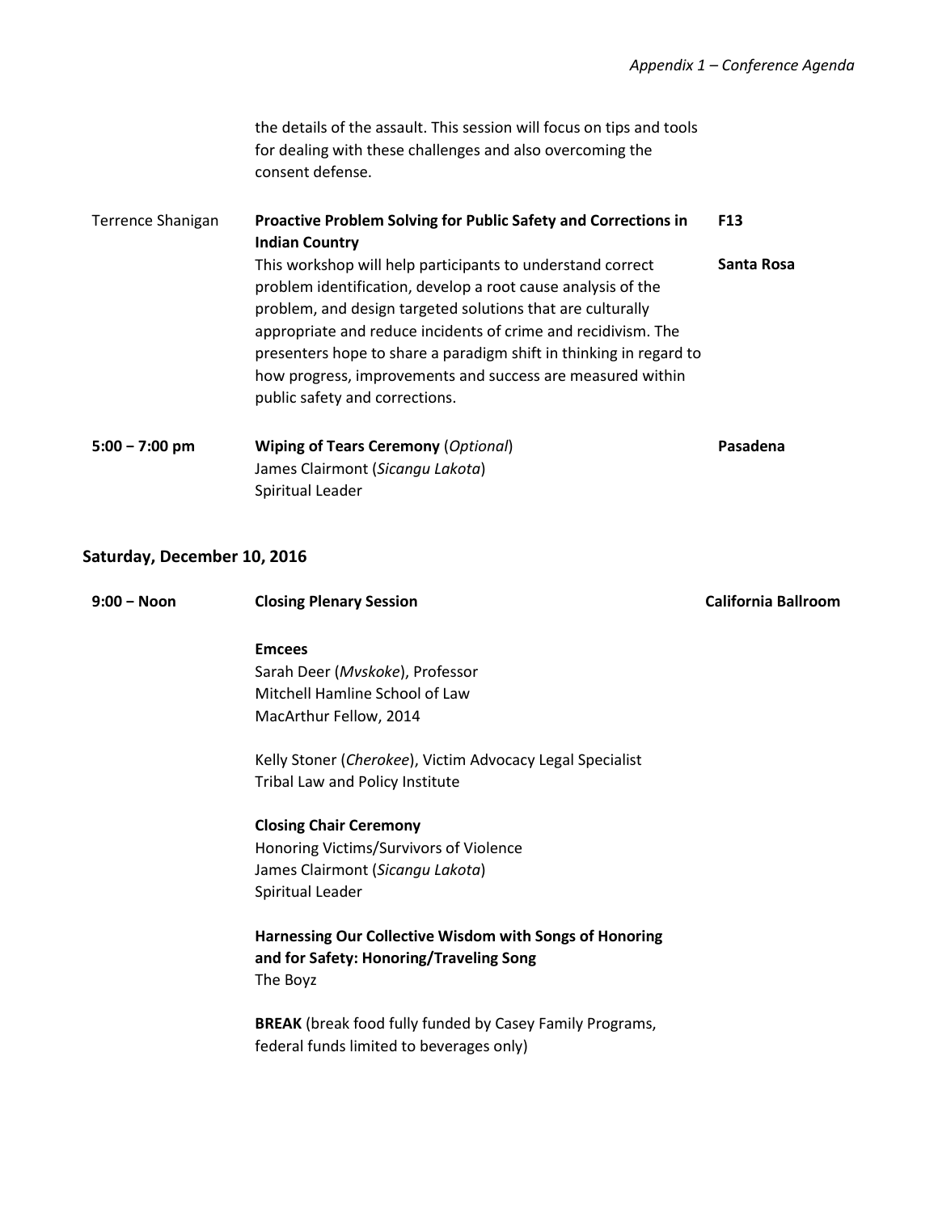the details of the assault. This session will focus on tips and tools for dealing with these challenges and also overcoming the consent defense.

| | | |
|---|---|---|
| Terrence Shanigan | **Proactive Problem Solving for Public Safety and Corrections in Indian Country** This workshop will help participants to understand correct problem identification, develop a root cause analysis of the problem, and design targeted solutions that are culturally appropriate and reduce incidents of crime and recidivism. The presenters hope to share a paradigm shift in thinking in regard to how progress, improvements and success are measured within public safety and corrections. | **F13** **Santa Rosa** |
| **5:00 – 7:00 pm** | **Wiping of Tears Ceremony** (*Optional*) James Clairmont (*Sicangu Lakota*) Spiritual Leader | **Pasadena** |

## Saturday, December 10, 2016

**9:00 – Noon** — **Closing Plenary Session** — **California Ballroom**

**Emcees**
Sarah Deer (*Mvskoke*), Professor
Mitchell Hamline School of Law
MacArthur Fellow, 2014

Kelly Stoner (*Cherokee*), Victim Advocacy Legal Specialist
Tribal Law and Policy Institute

**Closing Chair Ceremony**
Honoring Victims/Survivors of Violence
James Clairmont (*Sicangu Lakota*)
Spiritual Leader

**Harnessing Our Collective Wisdom with Songs of Honoring and for Safety: Honoring/Traveling Song**
The Boyz

**BREAK** (break food fully funded by Casey Family Programs, federal funds limited to beverages only)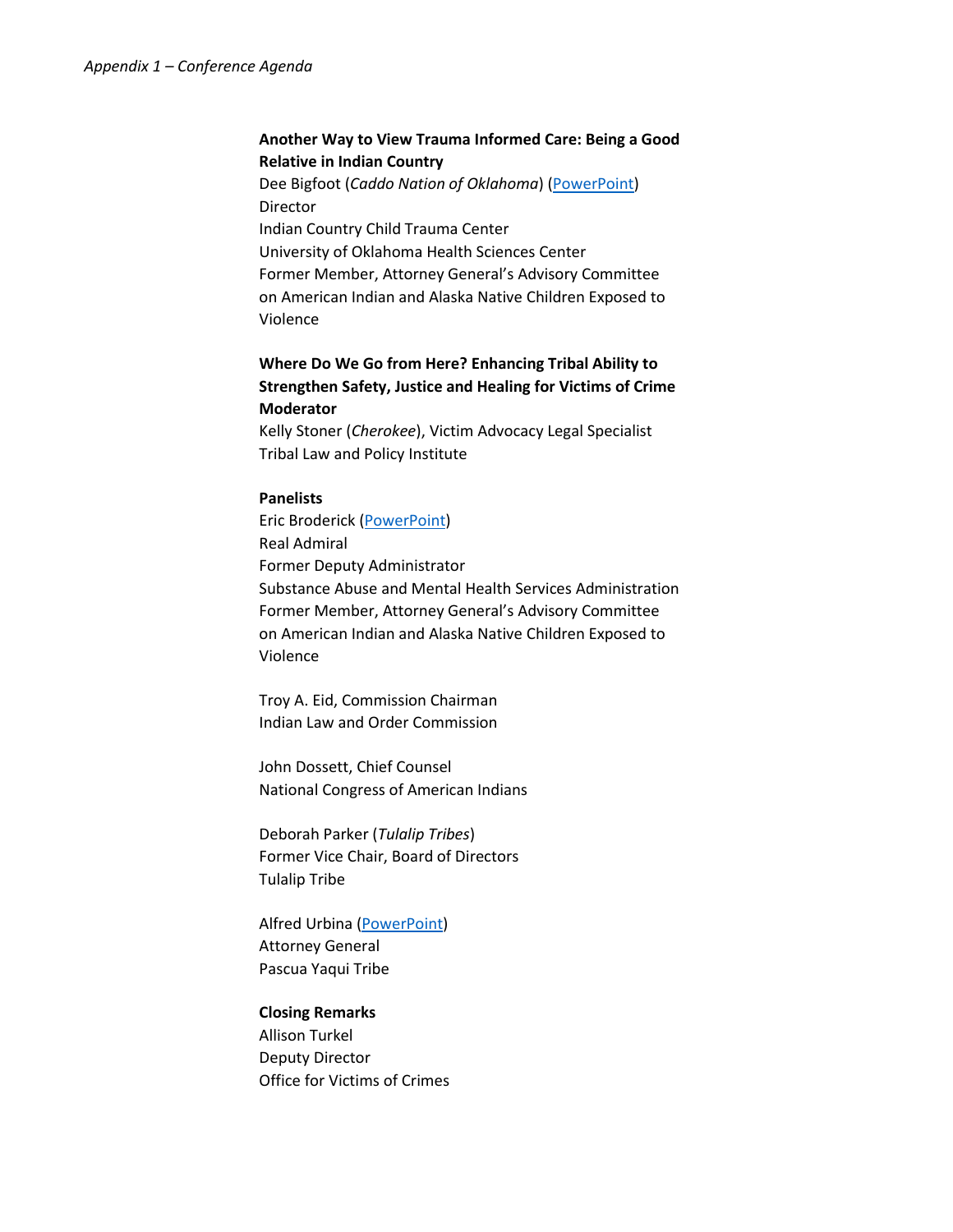**Another Way to View Trauma Informed Care: Being a Good Relative in Indian Country**
Dee Bigfoot (*Caddo Nation of Oklahoma*) (PowerPoint)
Director
Indian Country Child Trauma Center
University of Oklahoma Health Sciences Center
Former Member, Attorney General's Advisory Committee on American Indian and Alaska Native Children Exposed to Violence

**Where Do We Go from Here? Enhancing Tribal Ability to Strengthen Safety, Justice and Healing for Victims of Crime**
**Moderator**
Kelly Stoner (*Cherokee*), Victim Advocacy Legal Specialist
Tribal Law and Policy Institute

**Panelists**
Eric Broderick (PowerPoint)
Real Admiral
Former Deputy Administrator
Substance Abuse and Mental Health Services Administration
Former Member, Attorney General's Advisory Committee on American Indian and Alaska Native Children Exposed to Violence

Troy A. Eid, Commission Chairman
Indian Law and Order Commission

John Dossett, Chief Counsel
National Congress of American Indians

Deborah Parker (*Tulalip Tribes*)
Former Vice Chair, Board of Directors
Tulalip Tribe

Alfred Urbina (PowerPoint)
Attorney General
Pascua Yaqui Tribe

**Closing Remarks**
Allison Turkel
Deputy Director
Office for Victims of Crimes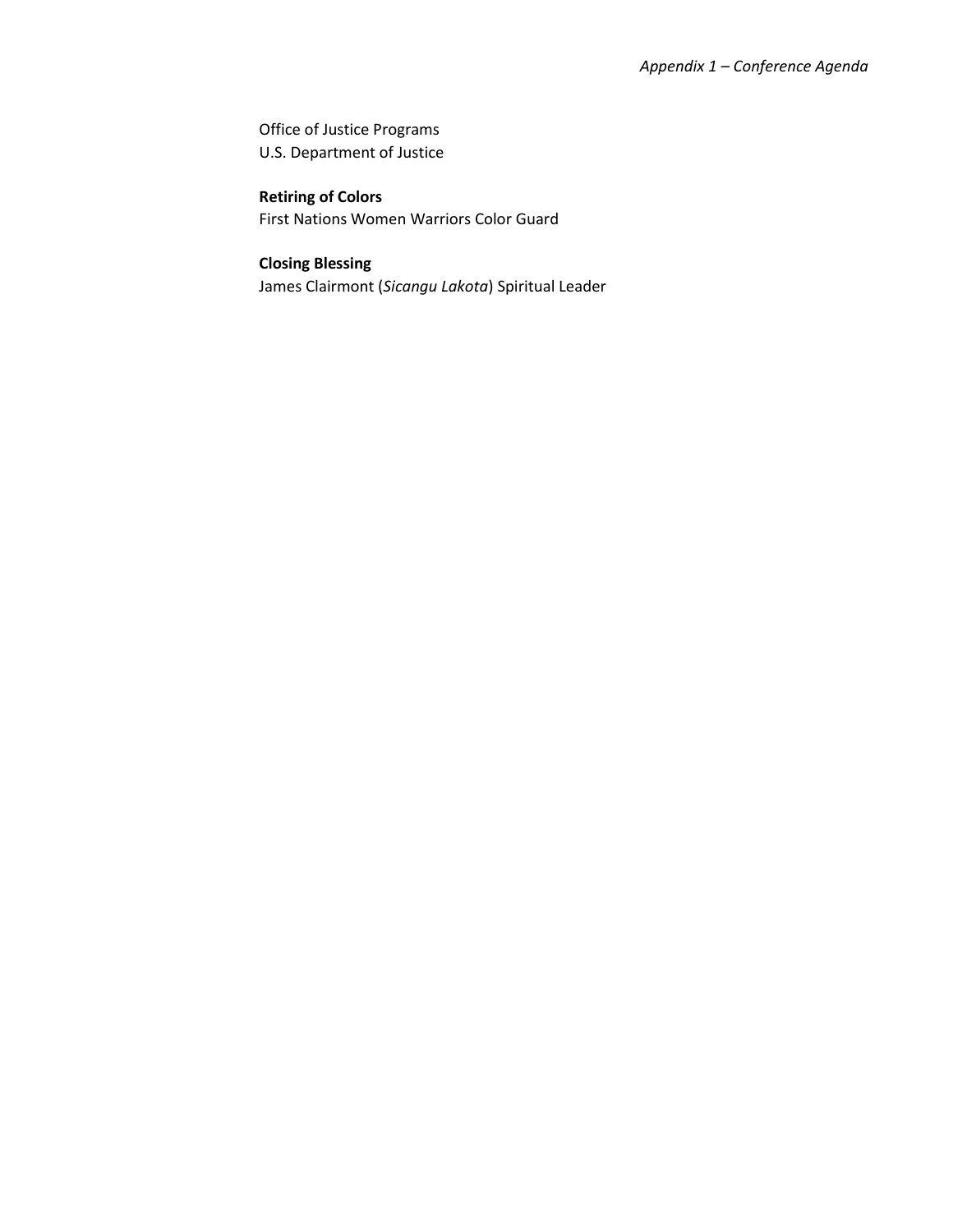Office of Justice Programs
U.S. Department of Justice

**Retiring of Colors**
First Nations Women Warriors Color Guard

**Closing Blessing**
James Clairmont (*Sicangu Lakota*) Spiritual Leader